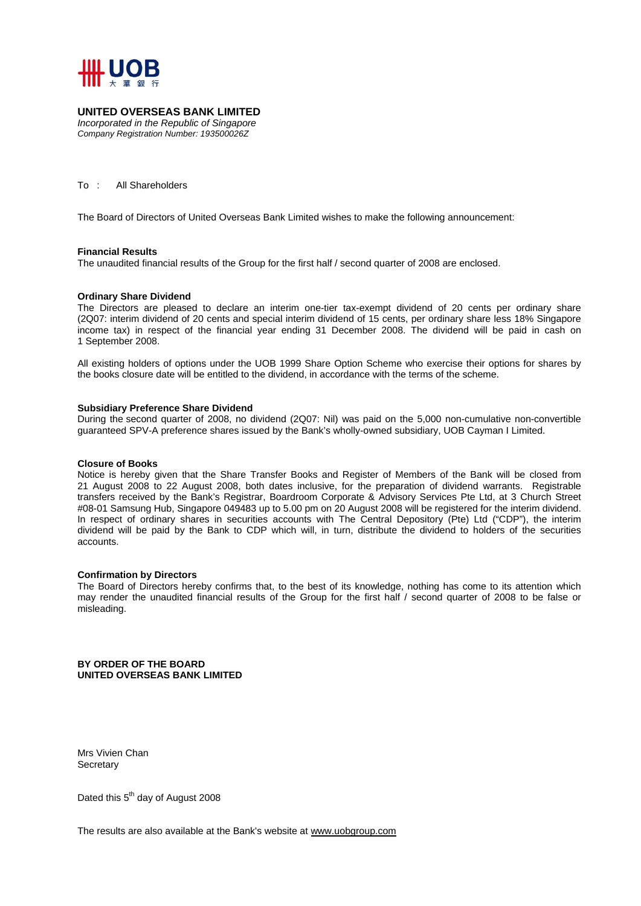**UNITED OVERSEAS BANK LIMITED**
*Incorporated in the Republic of Singapore*
*Company Registration Number: 193500026Z*

To : All Shareholders

The Board of Directors of United Overseas Bank Limited wishes to make the following announcement:

**Financial Results**
The unaudited financial results of the Group for the first half / second quarter of 2008 are enclosed.

**Ordinary Share Dividend**
The Directors are pleased to declare an interim one-tier tax-exempt dividend of 20 cents per ordinary share (2Q07: interim dividend of 20 cents and special interim dividend of 15 cents, per ordinary share less 18% Singapore income tax) in respect of the financial year ending 31 December 2008. The dividend will be paid in cash on 1 September 2008.

All existing holders of options under the UOB 1999 Share Option Scheme who exercise their options for shares by the books closure date will be entitled to the dividend, in accordance with the terms of the scheme.

**Subsidiary Preference Share Dividend**
During the second quarter of 2008, no dividend (2Q07: Nil) was paid on the 5,000 non-cumulative non-convertible guaranteed SPV-A preference shares issued by the Bank's wholly-owned subsidiary, UOB Cayman I Limited.

**Closure of Books**
Notice is hereby given that the Share Transfer Books and Register of Members of the Bank will be closed from 21 August 2008 to 22 August 2008, both dates inclusive, for the preparation of dividend warrants. Registrable transfers received by the Bank's Registrar, Boardroom Corporate & Advisory Services Pte Ltd, at 3 Church Street #08-01 Samsung Hub, Singapore 049483 up to 5.00 pm on 20 August 2008 will be registered for the interim dividend. In respect of ordinary shares in securities accounts with The Central Depository (Pte) Ltd ("CDP"), the interim dividend will be paid by the Bank to CDP which will, in turn, distribute the dividend to holders of the securities accounts.

**Confirmation by Directors**
The Board of Directors hereby confirms that, to the best of its knowledge, nothing has come to its attention which may render the unaudited financial results of the Group for the first half / second quarter of 2008 to be false or misleading.

**BY ORDER OF THE BOARD**
**UNITED OVERSEAS BANK LIMITED**

Mrs Vivien Chan
Secretary

Dated this 5th day of August 2008

The results are also available at the Bank's website at www.uobgroup.com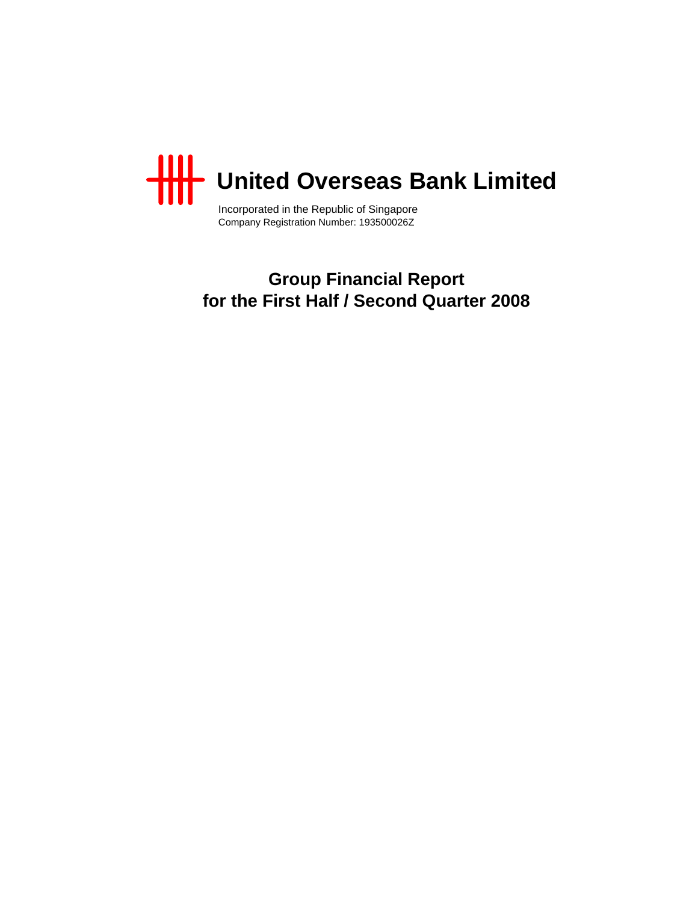# United Overseas Bank Limited

Incorporated in the Republic of Singapore
Company Registration Number: 193500026Z

## Group Financial Report for the First Half / Second Quarter 2008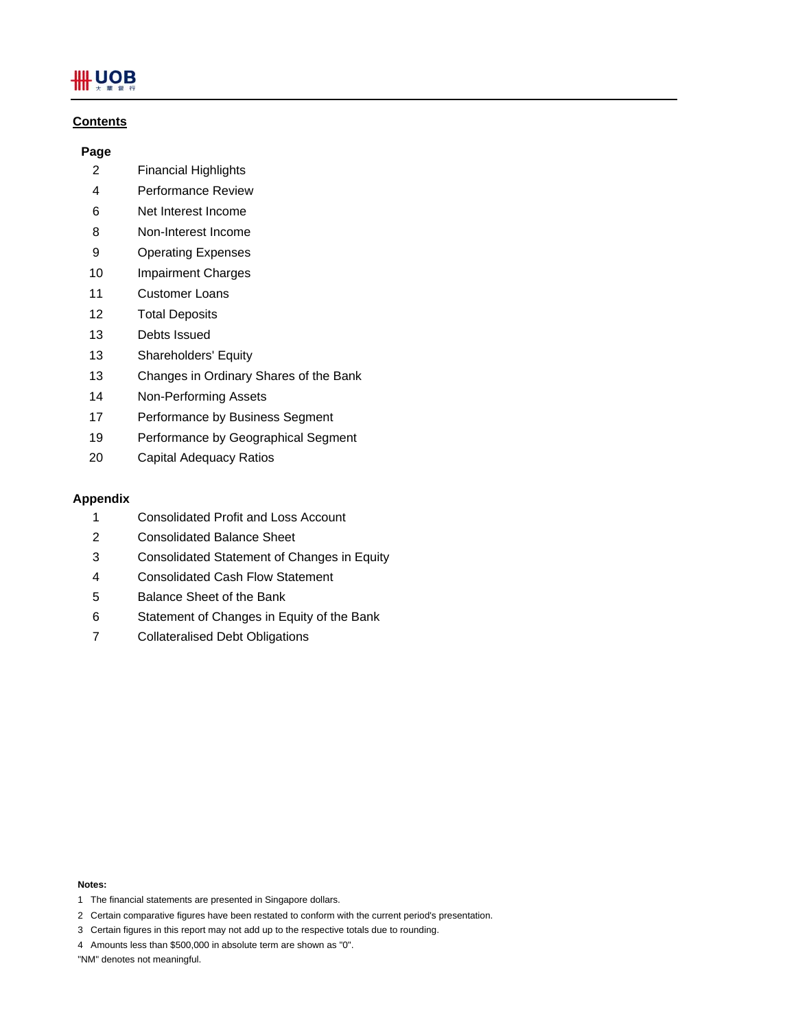## Contents

| Page | |
|---|---|
| 2 | Financial Highlights |
| 4 | Performance Review |
| 6 | Net Interest Income |
| 8 | Non-Interest Income |
| 9 | Operating Expenses |
| 10 | Impairment Charges |
| 11 | Customer Loans |
| 12 | Total Deposits |
| 13 | Debts Issued |
| 13 | Shareholders' Equity |
| 13 | Changes in Ordinary Shares of the Bank |
| 14 | Non-Performing Assets |
| 17 | Performance by Business Segment |
| 19 | Performance by Geographical Segment |
| 20 | Capital Adequacy Ratios |

### Appendix

| | |
|---|---|
| 1 | Consolidated Profit and Loss Account |
| 2 | Consolidated Balance Sheet |
| 3 | Consolidated Statement of Changes in Equity |
| 4 | Consolidated Cash Flow Statement |
| 5 | Balance Sheet of the Bank |
| 6 | Statement of Changes in Equity of the Bank |
| 7 | Collateralised Debt Obligations |

**Notes:**

1 The financial statements are presented in Singapore dollars.

2 Certain comparative figures have been restated to conform with the current period's presentation.

3 Certain figures in this report may not add up to the respective totals due to rounding.

4 Amounts less than $500,000 in absolute term are shown as "0".

"NM" denotes not meaningful.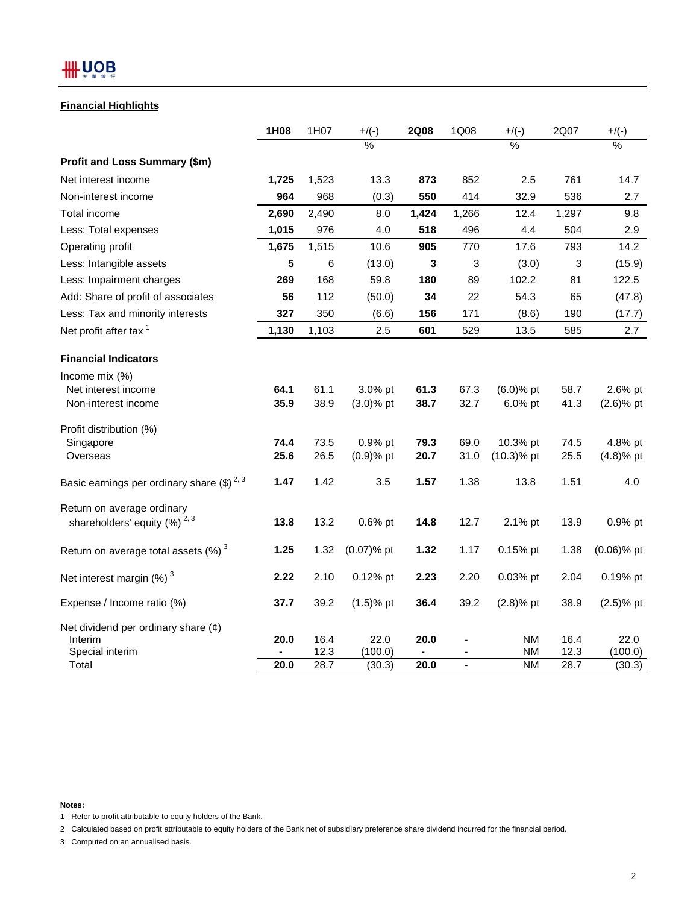UOB

## Financial Highlights

| | 1H08 | 1H07 | +/(-) | 2Q08 | 1Q08 | +/(-) | 2Q07 | +/(-) |
|---|---|---|---|---|---|---|---|---|
| | | | % | | | % | | % |
| **Profit and Loss Summary ($m)** | | | | | | | | |
| Net interest income | **1,725** | 1,523 | 13.3 | **873** | 852 | 2.5 | 761 | 14.7 |
| Non-interest income | **964** | 968 | (0.3) | **550** | 414 | 32.9 | 536 | 2.7 |
| Total income | **2,690** | 2,490 | 8.0 | **1,424** | 1,266 | 12.4 | 1,297 | 9.8 |
| Less: Total expenses | **1,015** | 976 | 4.0 | **518** | 496 | 4.4 | 504 | 2.9 |
| Operating profit | **1,675** | 1,515 | 10.6 | **905** | 770 | 17.6 | 793 | 14.2 |
| Less: Intangible assets | **5** | 6 | (13.0) | **3** | 3 | (3.0) | 3 | (15.9) |
| Less: Impairment charges | **269** | 168 | 59.8 | **180** | 89 | 102.2 | 81 | 122.5 |
| Add: Share of profit of associates | **56** | 112 | (50.0) | **34** | 22 | 54.3 | 65 | (47.8) |
| Less: Tax and minority interests | **327** | 350 | (6.6) | **156** | 171 | (8.6) | 190 | (17.7) |
| Net profit after tax [1] | **1,130** | 1,103 | 2.5 | **601** | 529 | 13.5 | 585 | 2.7 |
| **Financial Indicators** | | | | | | | | |
| Income mix (%) | | | | | | | | |
| Net interest income | **64.1** | 61.1 | 3.0% pt | **61.3** | 67.3 | (6.0)% pt | 58.7 | 2.6% pt |
| Non-interest income | **35.9** | 38.9 | (3.0)% pt | **38.7** | 32.7 | 6.0% pt | 41.3 | (2.6)% pt |
| Profit distribution (%) | | | | | | | | |
| Singapore | **74.4** | 73.5 | 0.9% pt | **79.3** | 69.0 | 10.3% pt | 74.5 | 4.8% pt |
| Overseas | **25.6** | 26.5 | (0.9)% pt | **20.7** | 31.0 | (10.3)% pt | 25.5 | (4.8)% pt |
| Basic earnings per ordinary share ($) [2, 3] | **1.47** | 1.42 | 3.5 | **1.57** | 1.38 | 13.8 | 1.51 | 4.0 |
| Return on average ordinary shareholders' equity (%) [2, 3] | **13.8** | 13.2 | 0.6% pt | **14.8** | 12.7 | 2.1% pt | 13.9 | 0.9% pt |
| Return on average total assets (%) [3] | **1.25** | 1.32 | (0.07)% pt | **1.32** | 1.17 | 0.15% pt | 1.38 | (0.06)% pt |
| Net interest margin (%) [3] | **2.22** | 2.10 | 0.12% pt | **2.23** | 2.20 | 0.03% pt | 2.04 | 0.19% pt |
| Expense / Income ratio (%) | **37.7** | 39.2 | (1.5)% pt | **36.4** | 39.2 | (2.8)% pt | 38.9 | (2.5)% pt |
| Net dividend per ordinary share (¢) | | | | | | | | |
| Interim | **20.0** | 16.4 | 22.0 | **20.0** | - | NM | 16.4 | 22.0 |
| Special interim | **-** | 12.3 | (100.0) | **-** | - | NM | 12.3 | (100.0) |
| Total | **20.0** | 28.7 | (30.3) | **20.0** | - | NM | 28.7 | (30.3) |

**Notes:**

1 Refer to profit attributable to equity holders of the Bank.

2 Calculated based on profit attributable to equity holders of the Bank net of subsidiary preference share dividend incurred for the financial period.

3 Computed on an annualised basis.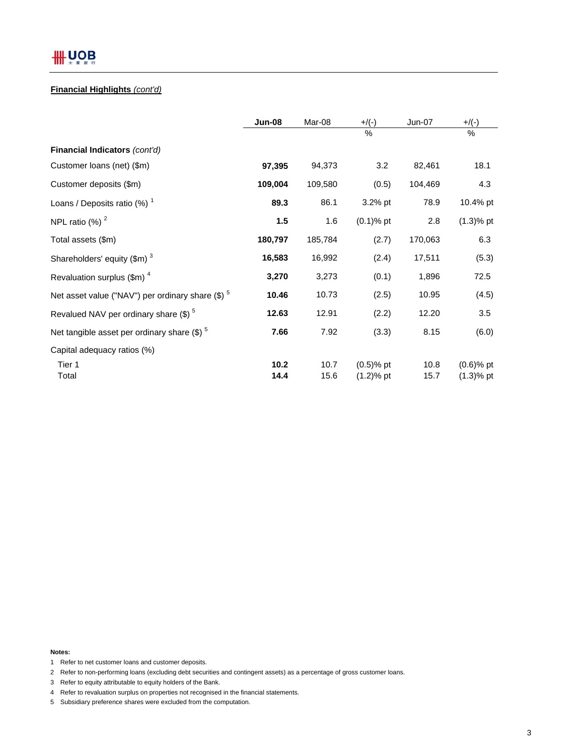**Financial Highlights** *(cont'd)*

| | **Jun-08** | Mar-08 | +/(-) % | Jun-07 | +/(-) % |
|---|---|---|---|---|---|
| **Financial Indicators** *(cont'd)* | | | | | |
| Customer loans (net) ($m) | **97,395** | 94,373 | 3.2 | 82,461 | 18.1 |
| Customer deposits ($m) | **109,004** | 109,580 | (0.5) | 104,469 | 4.3 |
| Loans / Deposits ratio (%) [1] | **89.3** | 86.1 | 3.2% pt | 78.9 | 10.4% pt |
| NPL ratio (%) [2] | **1.5** | 1.6 | (0.1)% pt | 2.8 | (1.3)% pt |
| Total assets ($m) | **180,797** | 185,784 | (2.7) | 170,063 | 6.3 |
| Shareholders' equity ($m) [3] | **16,583** | 16,992 | (2.4) | 17,511 | (5.3) |
| Revaluation surplus ($m) [4] | **3,270** | 3,273 | (0.1) | 1,896 | 72.5 |
| Net asset value ("NAV") per ordinary share ($) [5] | **10.46** | 10.73 | (2.5) | 10.95 | (4.5) |
| Revalued NAV per ordinary share ($) [5] | **12.63** | 12.91 | (2.2) | 12.20 | 3.5 |
| Net tangible asset per ordinary share ($) [5] | **7.66** | 7.92 | (3.3) | 8.15 | (6.0) |
| Capital adequacy ratios (%) | | | | | |
| Tier 1 | **10.2** | 10.7 | (0.5)% pt | 10.8 | (0.6)% pt |
| Total | **14.4** | 15.6 | (1.2)% pt | 15.7 | (1.3)% pt |

**Notes:**

1 Refer to net customer loans and customer deposits.

2 Refer to non-performing loans (excluding debt securities and contingent assets) as a percentage of gross customer loans.

3 Refer to equity attributable to equity holders of the Bank.

4 Refer to revaluation surplus on properties not recognised in the financial statements.

5 Subsidiary preference shares were excluded from the computation.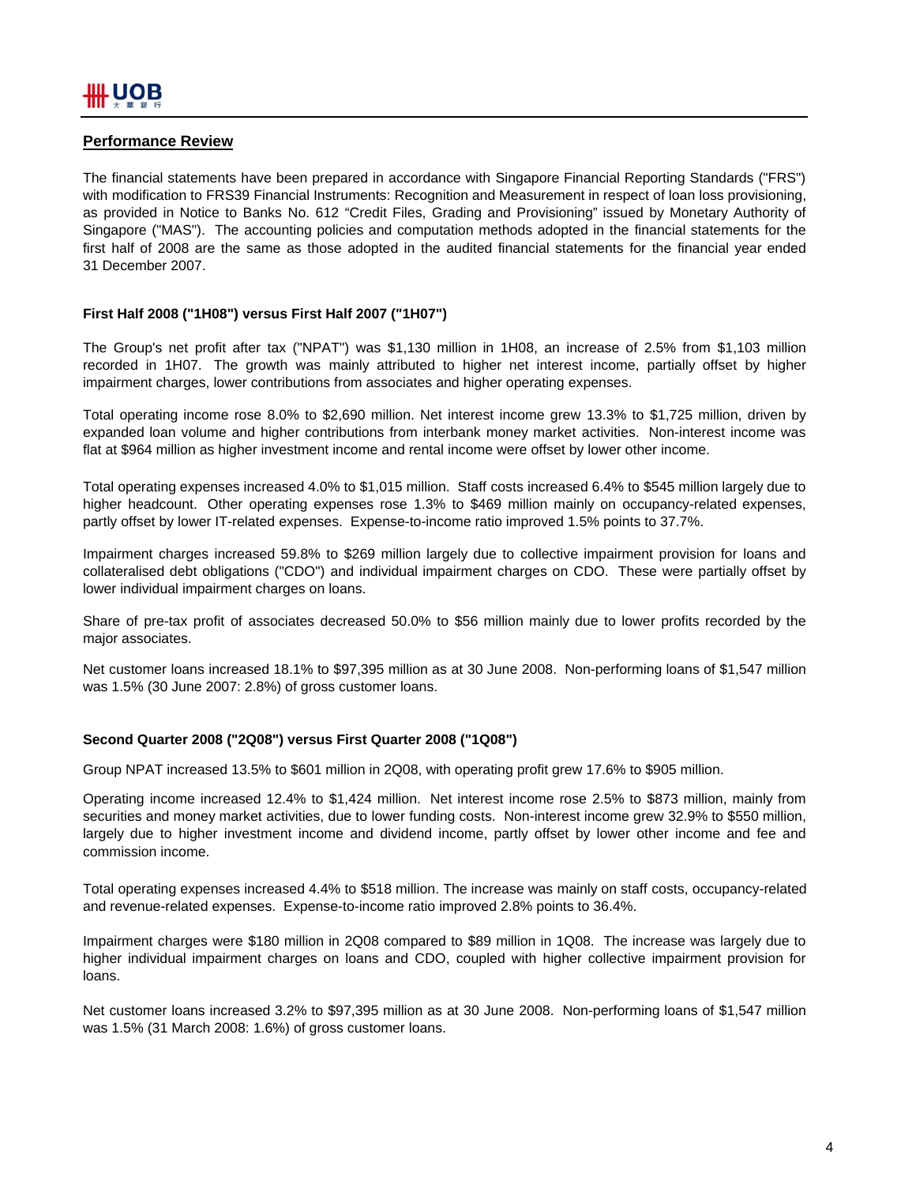## Performance Review

The financial statements have been prepared in accordance with Singapore Financial Reporting Standards ("FRS") with modification to FRS39 Financial Instruments: Recognition and Measurement in respect of loan loss provisioning, as provided in Notice to Banks No. 612 "Credit Files, Grading and Provisioning" issued by Monetary Authority of Singapore ("MAS"). The accounting policies and computation methods adopted in the financial statements for the first half of 2008 are the same as those adopted in the audited financial statements for the financial year ended 31 December 2007.

### First Half 2008 ("1H08") versus First Half 2007 ("1H07")

The Group's net profit after tax ("NPAT") was $1,130 million in 1H08, an increase of 2.5% from $1,103 million recorded in 1H07. The growth was mainly attributed to higher net interest income, partially offset by higher impairment charges, lower contributions from associates and higher operating expenses.

Total operating income rose 8.0% to $2,690 million. Net interest income grew 13.3% to $1,725 million, driven by expanded loan volume and higher contributions from interbank money market activities. Non-interest income was flat at $964 million as higher investment income and rental income were offset by lower other income.

Total operating expenses increased 4.0% to $1,015 million. Staff costs increased 6.4% to $545 million largely due to higher headcount. Other operating expenses rose 1.3% to $469 million mainly on occupancy-related expenses, partly offset by lower IT-related expenses. Expense-to-income ratio improved 1.5% points to 37.7%.

Impairment charges increased 59.8% to $269 million largely due to collective impairment provision for loans and collateralised debt obligations ("CDO") and individual impairment charges on CDO. These were partially offset by lower individual impairment charges on loans.

Share of pre-tax profit of associates decreased 50.0% to $56 million mainly due to lower profits recorded by the major associates.

Net customer loans increased 18.1% to $97,395 million as at 30 June 2008. Non-performing loans of $1,547 million was 1.5% (30 June 2007: 2.8%) of gross customer loans.

### Second Quarter 2008 ("2Q08") versus First Quarter 2008 ("1Q08")

Group NPAT increased 13.5% to $601 million in 2Q08, with operating profit grew 17.6% to $905 million.

Operating income increased 12.4% to $1,424 million. Net interest income rose 2.5% to $873 million, mainly from securities and money market activities, due to lower funding costs. Non-interest income grew 32.9% to $550 million, largely due to higher investment income and dividend income, partly offset by lower other income and fee and commission income.

Total operating expenses increased 4.4% to $518 million. The increase was mainly on staff costs, occupancy-related and revenue-related expenses. Expense-to-income ratio improved 2.8% points to 36.4%.

Impairment charges were $180 million in 2Q08 compared to $89 million in 1Q08. The increase was largely due to higher individual impairment charges on loans and CDO, coupled with higher collective impairment provision for loans.

Net customer loans increased 3.2% to $97,395 million as at 30 June 2008. Non-performing loans of $1,547 million was 1.5% (31 March 2008: 1.6%) of gross customer loans.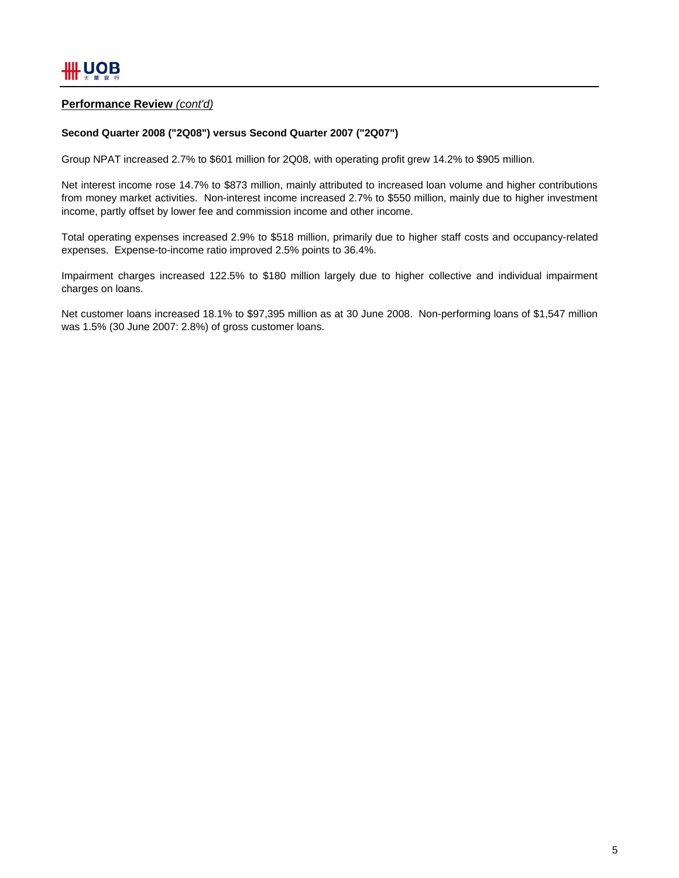**Performance Review** *(cont'd)*

**Second Quarter 2008 ("2Q08") versus Second Quarter 2007 ("2Q07")**

Group NPAT increased 2.7% to $601 million for 2Q08, with operating profit grew 14.2% to $905 million.

Net interest income rose 14.7% to $873 million, mainly attributed to increased loan volume and higher contributions from money market activities. Non-interest income increased 2.7% to $550 million, mainly due to higher investment income, partly offset by lower fee and commission income and other income.

Total operating expenses increased 2.9% to $518 million, primarily due to higher staff costs and occupancy-related expenses. Expense-to-income ratio improved 2.5% points to 36.4%.

Impairment charges increased 122.5% to $180 million largely due to higher collective and individual impairment charges on loans.

Net customer loans increased 18.1% to $97,395 million as at 30 June 2008. Non-performing loans of $1,547 million was 1.5% (30 June 2007: 2.8%) of gross customer loans.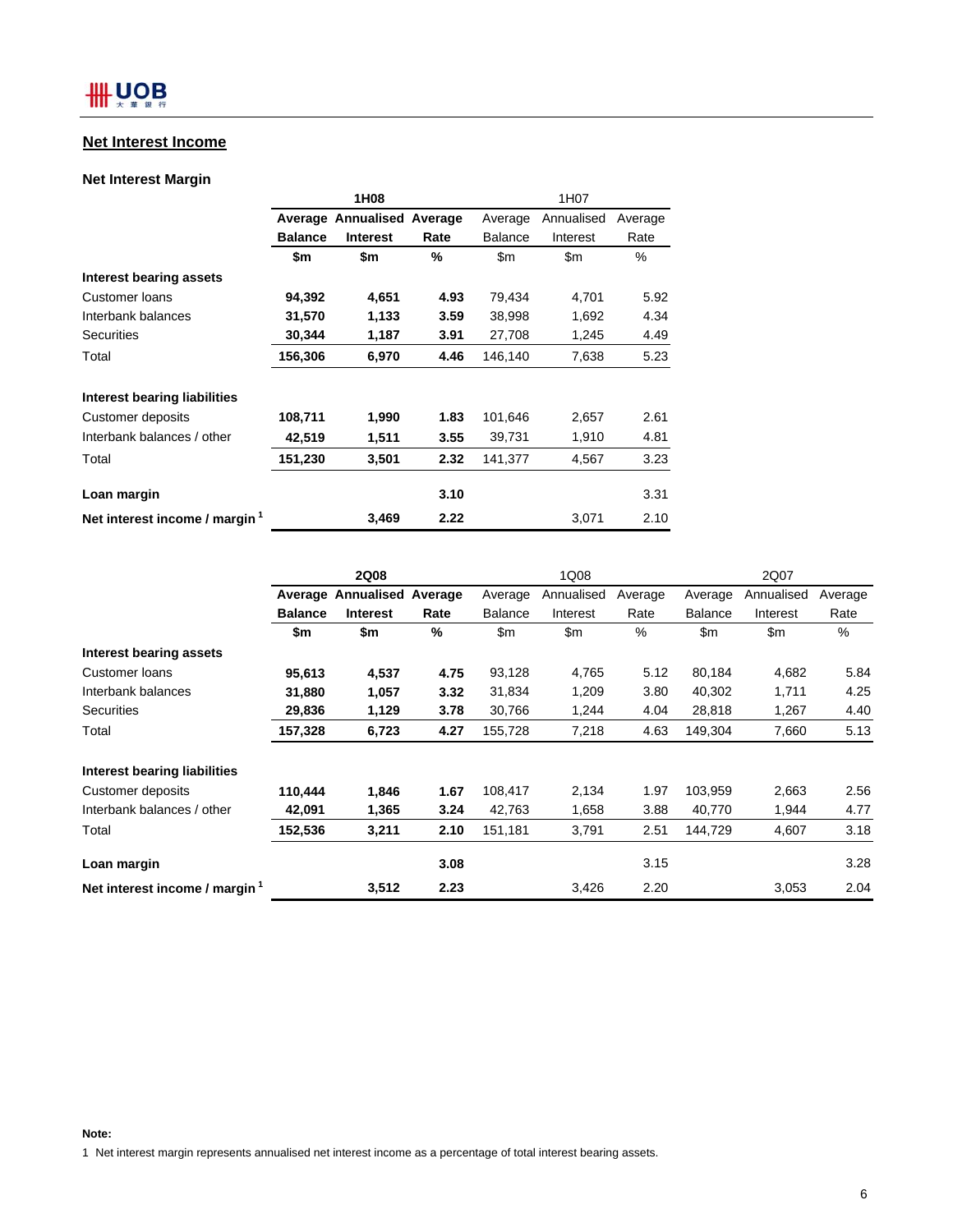## Net Interest Income

### Net Interest Margin

| | 1H08 | | | 1H07 | | |
|---|---|---|---|---|---|---|
| | **Average Balance** | **Annualised Interest** | **Average Rate** | Average Balance | Annualised Interest | Average Rate |
| | **$m** | **$m** | **%** | $m | $m | % |
| **Interest bearing assets** | | | | | | |
| Customer loans | **94,392** | **4,651** | **4.93** | 79,434 | 4,701 | 5.92 |
| Interbank balances | **31,570** | **1,133** | **3.59** | 38,998 | 1,692 | 4.34 |
| Securities | **30,344** | **1,187** | **3.91** | 27,708 | 1,245 | 4.49 |
| Total | **156,306** | **6,970** | **4.46** | 146,140 | 7,638 | 5.23 |
| **Interest bearing liabilities** | | | | | | |
| Customer deposits | **108,711** | **1,990** | **1.83** | 101,646 | 2,657 | 2.61 |
| Interbank balances / other | **42,519** | **1,511** | **3.55** | 39,731 | 1,910 | 4.81 |
| Total | **151,230** | **3,501** | **2.32** | 141,377 | 4,567 | 3.23 |
| **Loan margin** | | | **3.10** | | | 3.31 |
| **Net interest income / margin [1]** | | **3,469** | **2.22** | | 3,071 | 2.10 |

| | 2Q08 | | | 1Q08 | | | 2Q07 | | |
|---|---|---|---|---|---|---|---|---|---|
| | **Average Balance** | **Annualised Interest** | **Average Rate** | Average Balance | Annualised Interest | Average Rate | Average Balance | Annualised Interest | Average Rate |
| | **$m** | **$m** | **%** | $m | $m | % | $m | $m | % |
| **Interest bearing assets** | | | | | | | | | |
| Customer loans | **95,613** | **4,537** | **4.75** | 93,128 | 4,765 | 5.12 | 80,184 | 4,682 | 5.84 |
| Interbank balances | **31,880** | **1,057** | **3.32** | 31,834 | 1,209 | 3.80 | 40,302 | 1,711 | 4.25 |
| Securities | **29,836** | **1,129** | **3.78** | 30,766 | 1,244 | 4.04 | 28,818 | 1,267 | 4.40 |
| Total | **157,328** | **6,723** | **4.27** | 155,728 | 7,218 | 4.63 | 149,304 | 7,660 | 5.13 |
| **Interest bearing liabilities** | | | | | | | | | |
| Customer deposits | **110,444** | **1,846** | **1.67** | 108,417 | 2,134 | 1.97 | 103,959 | 2,663 | 2.56 |
| Interbank balances / other | **42,091** | **1,365** | **3.24** | 42,763 | 1,658 | 3.88 | 40,770 | 1,944 | 4.77 |
| Total | **152,536** | **3,211** | **2.10** | 151,181 | 3,791 | 2.51 | 144,729 | 4,607 | 3.18 |
| **Loan margin** | | | **3.08** | | | 3.15 | | | 3.28 |
| **Net interest income / margin [1]** | | **3,512** | **2.23** | | 3,426 | 2.20 | | 3,053 | 2.04 |

**Note:**

1 Net interest margin represents annualised net interest income as a percentage of total interest bearing assets.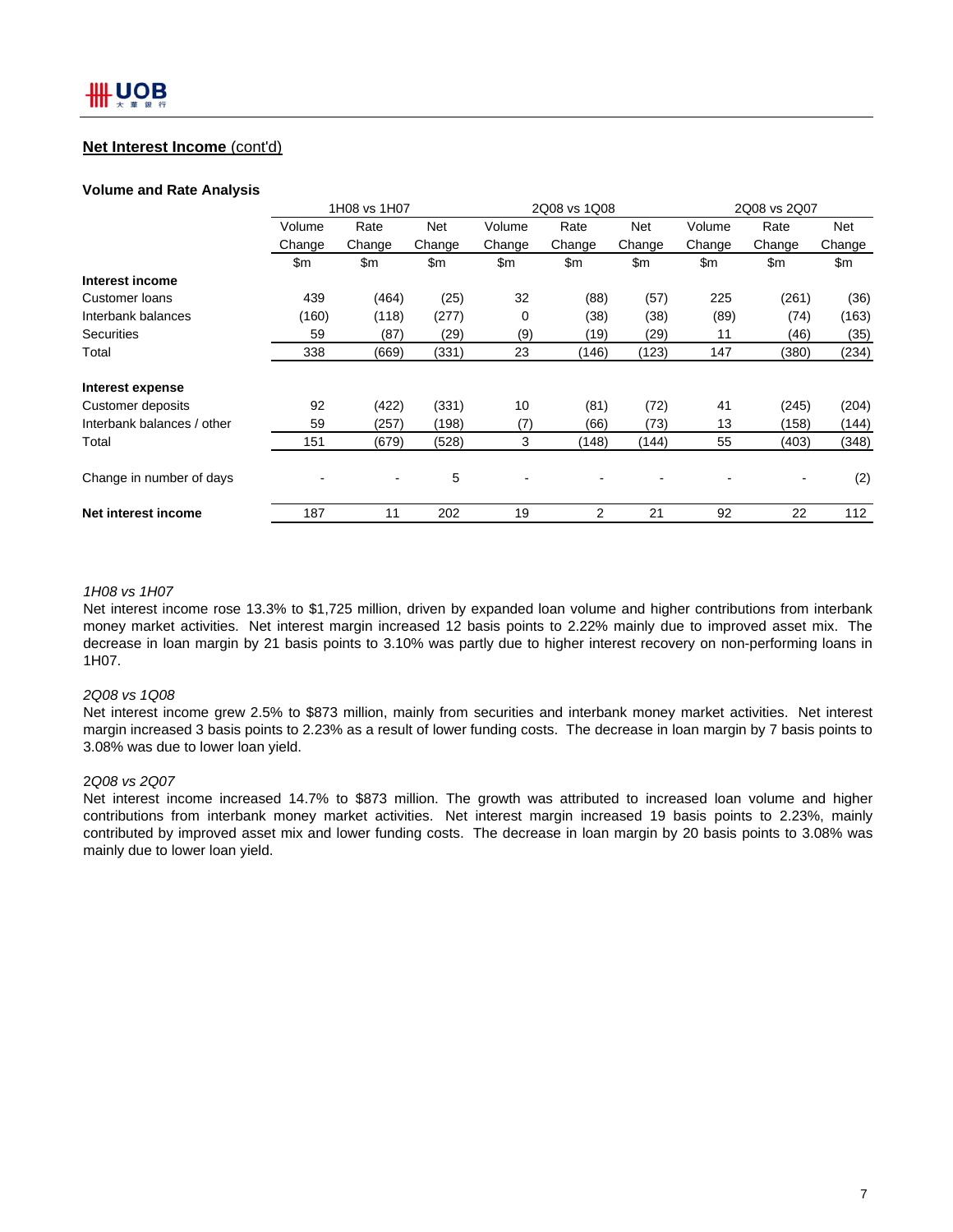## Net Interest Income (cont'd)

### Volume and Rate Analysis

| | 1H08 vs 1H07 | | | 2Q08 vs 1Q08 | | | 2Q08 vs 2Q07 | | |
|---|---|---|---|---|---|---|---|---|---|
| | Volume Change | Rate Change | Net Change | Volume Change | Rate Change | Net Change | Volume Change | Rate Change | Net Change |
| | $m | $m | $m | $m | $m | $m | $m | $m | $m |
| **Interest income** | | | | | | | | | |
| Customer loans | 439 | (464) | (25) | 32 | (88) | (57) | 225 | (261) | (36) |
| Interbank balances | (160) | (118) | (277) | 0 | (38) | (38) | (89) | (74) | (163) |
| Securities | 59 | (87) | (29) | (9) | (19) | (29) | 11 | (46) | (35) |
| Total | 338 | (669) | (331) | 23 | (146) | (123) | 147 | (380) | (234) |
| **Interest expense** | | | | | | | | | |
| Customer deposits | 92 | (422) | (331) | 10 | (81) | (72) | 41 | (245) | (204) |
| Interbank balances / other | 59 | (257) | (198) | (7) | (66) | (73) | 13 | (158) | (144) |
| Total | 151 | (679) | (528) | 3 | (148) | (144) | 55 | (403) | (348) |
| Change in number of days | - | - | 5 | - | - | - | - | - | (2) |
| **Net interest income** | 187 | 11 | 202 | 19 | 2 | 21 | 92 | 22 | 112 |

*1H08 vs 1H07*

Net interest income rose 13.3% to $1,725 million, driven by expanded loan volume and higher contributions from interbank money market activities. Net interest margin increased 12 basis points to 2.22% mainly due to improved asset mix. The decrease in loan margin by 21 basis points to 3.10% was partly due to higher interest recovery on non-performing loans in 1H07.

*2Q08 vs 1Q08*

Net interest income grew 2.5% to $873 million, mainly from securities and interbank money market activities. Net interest margin increased 3 basis points to 2.23% as a result of lower funding costs. The decrease in loan margin by 7 basis points to 3.08% was due to lower loan yield.

*2Q08 vs 2Q07*

Net interest income increased 14.7% to $873 million. The growth was attributed to increased loan volume and higher contributions from interbank money market activities. Net interest margin increased 19 basis points to 2.23%, mainly contributed by improved asset mix and lower funding costs. The decrease in loan margin by 20 basis points to 3.08% was mainly due to lower loan yield.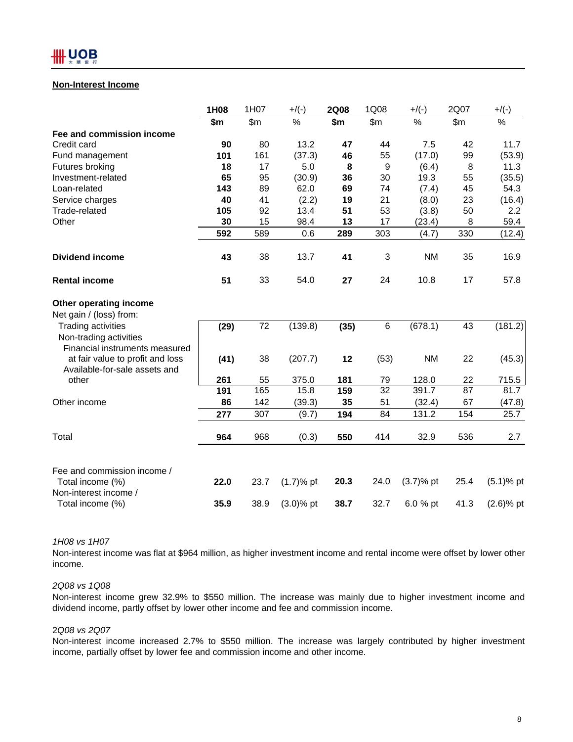## Non-Interest Income

| | 1H08 | 1H07 | +/(-) | 2Q08 | 1Q08 | +/(-) | 2Q07 | +/(-) |
|---|---|---|---|---|---|---|---|---|
| | $m | $m | % | $m | $m | % | $m | % |
| **Fee and commission income** | | | | | | | | |
| Credit card | **90** | 80 | 13.2 | **47** | 44 | 7.5 | 42 | 11.7 |
| Fund management | **101** | 161 | (37.3) | **46** | 55 | (17.0) | 99 | (53.9) |
| Futures broking | **18** | 17 | 5.0 | **8** | 9 | (6.4) | 8 | 11.3 |
| Investment-related | **65** | 95 | (30.9) | **36** | 30 | 19.3 | 55 | (35.5) |
| Loan-related | **143** | 89 | 62.0 | **69** | 74 | (7.4) | 45 | 54.3 |
| Service charges | **40** | 41 | (2.2) | **19** | 21 | (8.0) | 23 | (16.4) |
| Trade-related | **105** | 92 | 13.4 | **51** | 53 | (3.8) | 50 | 2.2 |
| Other | **30** | 15 | 98.4 | **13** | 17 | (23.4) | 8 | 59.4 |
| | **592** | 589 | 0.6 | **289** | 303 | (4.7) | 330 | (12.4) |
| **Dividend income** | **43** | 38 | 13.7 | **41** | 3 | NM | 35 | 16.9 |
| **Rental income** | **51** | 33 | 54.0 | **27** | 24 | 10.8 | 17 | 57.8 |
| **Other operating income** | | | | | | | | |
| Net gain / (loss) from: | | | | | | | | |
| Trading activities | **(29)** | 72 | (139.8) | **(35)** | 6 | (678.1) | 43 | (181.2) |
| Non-trading activities | | | | | | | | |
| Financial instruments measured at fair value to profit and loss | **(41)** | 38 | (207.7) | **12** | (53) | NM | 22 | (45.3) |
| Available-for-sale assets and other | **261** | 55 | 375.0 | **181** | 79 | 128.0 | 22 | 715.5 |
| | **191** | 165 | 15.8 | **159** | 32 | 391.7 | 87 | 81.7 |
| Other income | **86** | 142 | (39.3) | **35** | 51 | (32.4) | 67 | (47.8) |
| | **277** | 307 | (9.7) | **194** | 84 | 131.2 | 154 | 25.7 |
| Total | **964** | 968 | (0.3) | **550** | 414 | 32.9 | 536 | 2.7 |
| Fee and commission income / Total income (%) | **22.0** | 23.7 | (1.7)% pt | **20.3** | 24.0 | (3.7)% pt | 25.4 | (5.1)% pt |
| Non-interest income / Total income (%) | **35.9** | 38.9 | (3.0)% pt | **38.7** | 32.7 | 6.0 % pt | 41.3 | (2.6)% pt |

*1H08 vs 1H07*

Non-interest income was flat at $964 million, as higher investment income and rental income were offset by lower other income.

*2Q08 vs 1Q08*

Non-interest income grew 32.9% to $550 million. The increase was mainly due to higher investment income and dividend income, partly offset by lower other income and fee and commission income.

*2Q08 vs 2Q07*

Non-interest income increased 2.7% to $550 million. The increase was largely contributed by higher investment income, partially offset by lower fee and commission income and other income.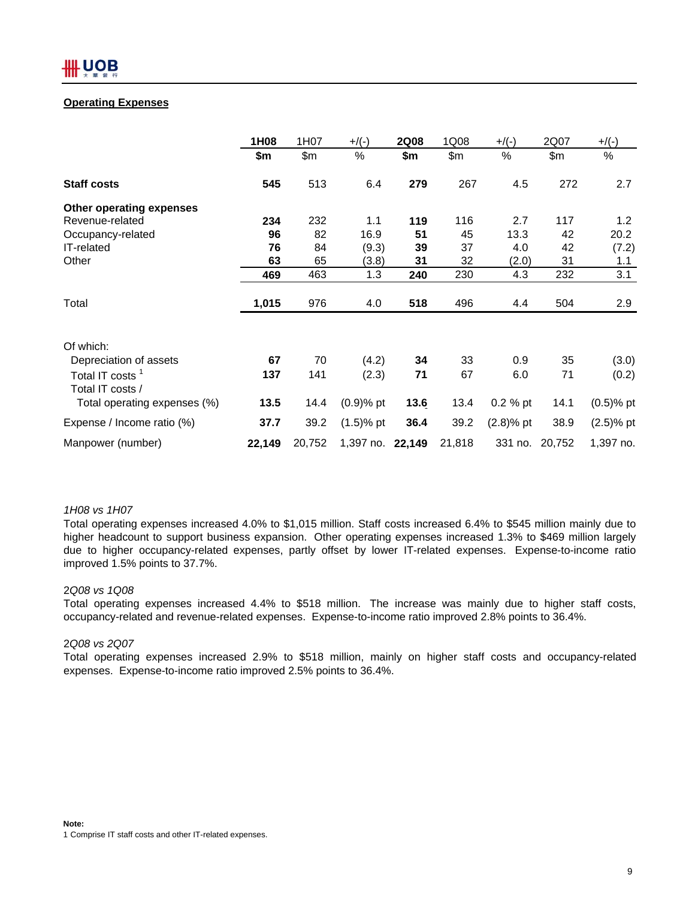## Operating Expenses

| | 1H08 | 1H07 | +/(-) | 2Q08 | 1Q08 | +/(-) | 2Q07 | +/(-) |
|---|---|---|---|---|---|---|---|---|
| | $m | $m | % | $m | $m | % | $m | % |
| **Staff costs** | **545** | 513 | 6.4 | **279** | 267 | 4.5 | 272 | 2.7 |
| **Other operating expenses** | | | | | | | | |
| Revenue-related | **234** | 232 | 1.1 | **119** | 116 | 2.7 | 117 | 1.2 |
| Occupancy-related | **96** | 82 | 16.9 | **51** | 45 | 13.3 | 42 | 20.2 |
| IT-related | **76** | 84 | (9.3) | **39** | 37 | 4.0 | 42 | (7.2) |
| Other | **63** | 65 | (3.8) | **31** | 32 | (2.0) | 31 | 1.1 |
| | **469** | 463 | 1.3 | **240** | 230 | 4.3 | 232 | 3.1 |
| Total | **1,015** | 976 | 4.0 | **518** | 496 | 4.4 | 504 | 2.9 |
| Of which: | | | | | | | | |
| Depreciation of assets | **67** | 70 | (4.2) | **34** | 33 | 0.9 | 35 | (3.0) |
| Total IT costs [1] | **137** | 141 | (2.3) | **71** | 67 | 6.0 | 71 | (0.2) |
| Total IT costs / Total operating expenses (%) | **13.5** | 14.4 | (0.9)% pt | **13.6** | 13.4 | 0.2 % pt | 14.1 | (0.5)% pt |
| Expense / Income ratio (%) | **37.7** | 39.2 | (1.5)% pt | **36.4** | 39.2 | (2.8)% pt | 38.9 | (2.5)% pt |
| Manpower (number) | **22,149** | 20,752 | 1,397 no. | **22,149** | 21,818 | 331 no. | 20,752 | 1,397 no. |

*1H08 vs 1H07*

Total operating expenses increased 4.0% to $1,015 million. Staff costs increased 6.4% to $545 million mainly due to higher headcount to support business expansion. Other operating expenses increased 1.3% to $469 million largely due to higher occupancy-related expenses, partly offset by lower IT-related expenses. Expense-to-income ratio improved 1.5% points to 37.7%.

*2Q08 vs 1Q08*

Total operating expenses increased 4.4% to $518 million. The increase was mainly due to higher staff costs, occupancy-related and revenue-related expenses. Expense-to-income ratio improved 2.8% points to 36.4%.

*2Q08 vs 2Q07*

Total operating expenses increased 2.9% to $518 million, mainly on higher staff costs and occupancy-related expenses. Expense-to-income ratio improved 2.5% points to 36.4%.

**Note:**
1 Comprise IT staff costs and other IT-related expenses.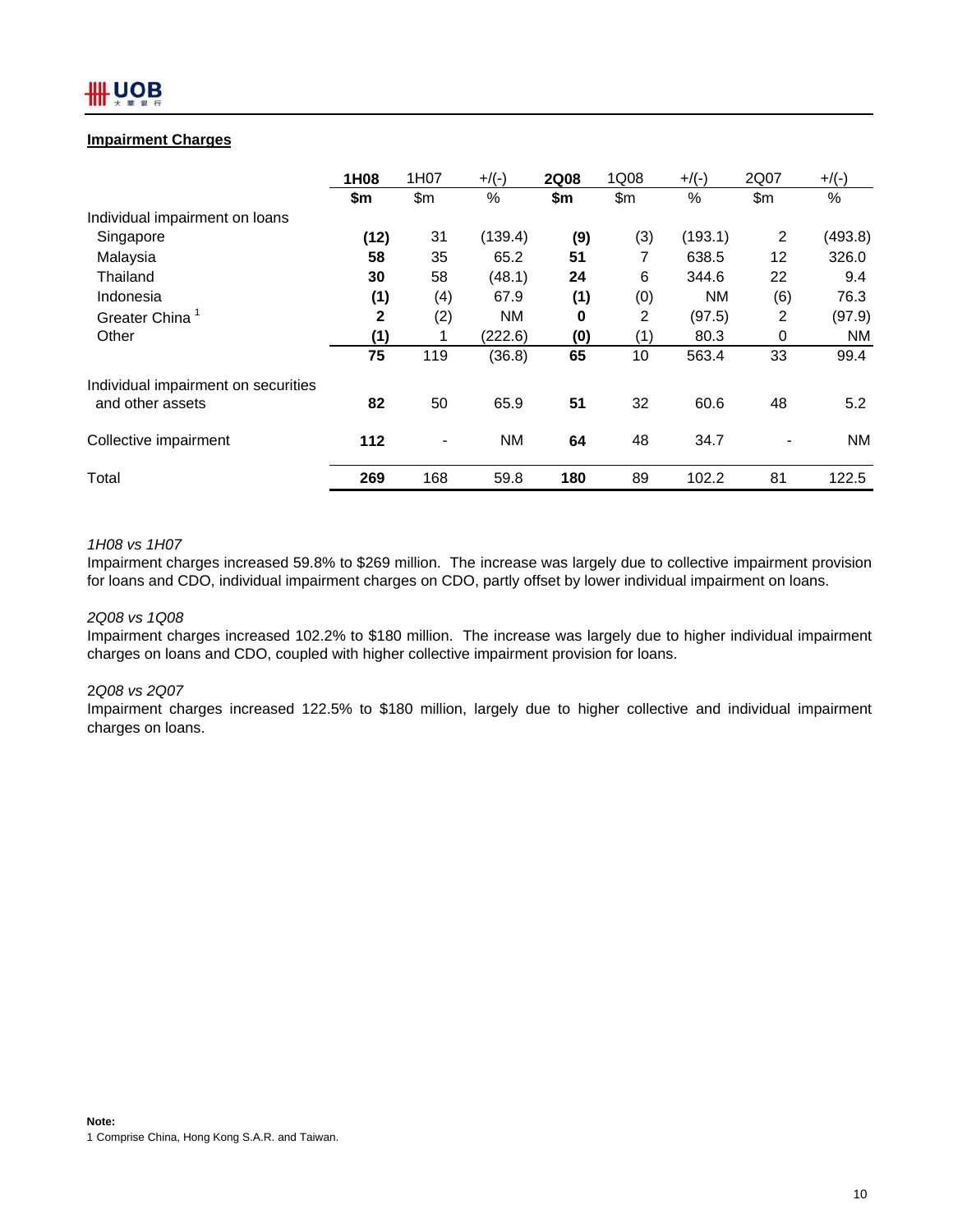## Impairment Charges

| | 1H08 | 1H07 | +/(-) | 2Q08 | 1Q08 | +/(-) | 2Q07 | +/(-) |
|---|---|---|---|---|---|---|---|---|
| | **$m** | $m | % | **$m** | $m | % | $m | % |
| Individual impairment on loans | | | | | | | | |
| Singapore | **(12)** | 31 | (139.4) | **(9)** | (3) | (193.1) | 2 | (493.8) |
| Malaysia | **58** | 35 | 65.2 | **51** | 7 | 638.5 | 12 | 326.0 |
| Thailand | **30** | 58 | (48.1) | **24** | 6 | 344.6 | 22 | 9.4 |
| Indonesia | **(1)** | (4) | 67.9 | **(1)** | (0) | NM | (6) | 76.3 |
| Greater China [1] | **2** | (2) | NM | **0** | 2 | (97.5) | 2 | (97.9) |
| Other | **(1)** | 1 | (222.6) | **(0)** | (1) | 80.3 | 0 | NM |
| | **75** | 119 | (36.8) | **65** | 10 | 563.4 | 33 | 99.4 |
| Individual impairment on securities and other assets | **82** | 50 | 65.9 | **51** | 32 | 60.6 | 48 | 5.2 |
| Collective impairment | **112** | - | NM | **64** | 48 | 34.7 | - | NM |
| Total | **269** | 168 | 59.8 | **180** | 89 | 102.2 | 81 | 122.5 |

*1H08 vs 1H07*

Impairment charges increased 59.8% to $269 million. The increase was largely due to collective impairment provision for loans and CDO, individual impairment charges on CDO, partly offset by lower individual impairment on loans.

*2Q08 vs 1Q08*

Impairment charges increased 102.2% to $180 million. The increase was largely due to higher individual impairment charges on loans and CDO, coupled with higher collective impairment provision for loans.

*2Q08 vs 2Q07*

Impairment charges increased 122.5% to $180 million, largely due to higher collective and individual impairment charges on loans.

**Note:**

1 Comprise China, Hong Kong S.A.R. and Taiwan.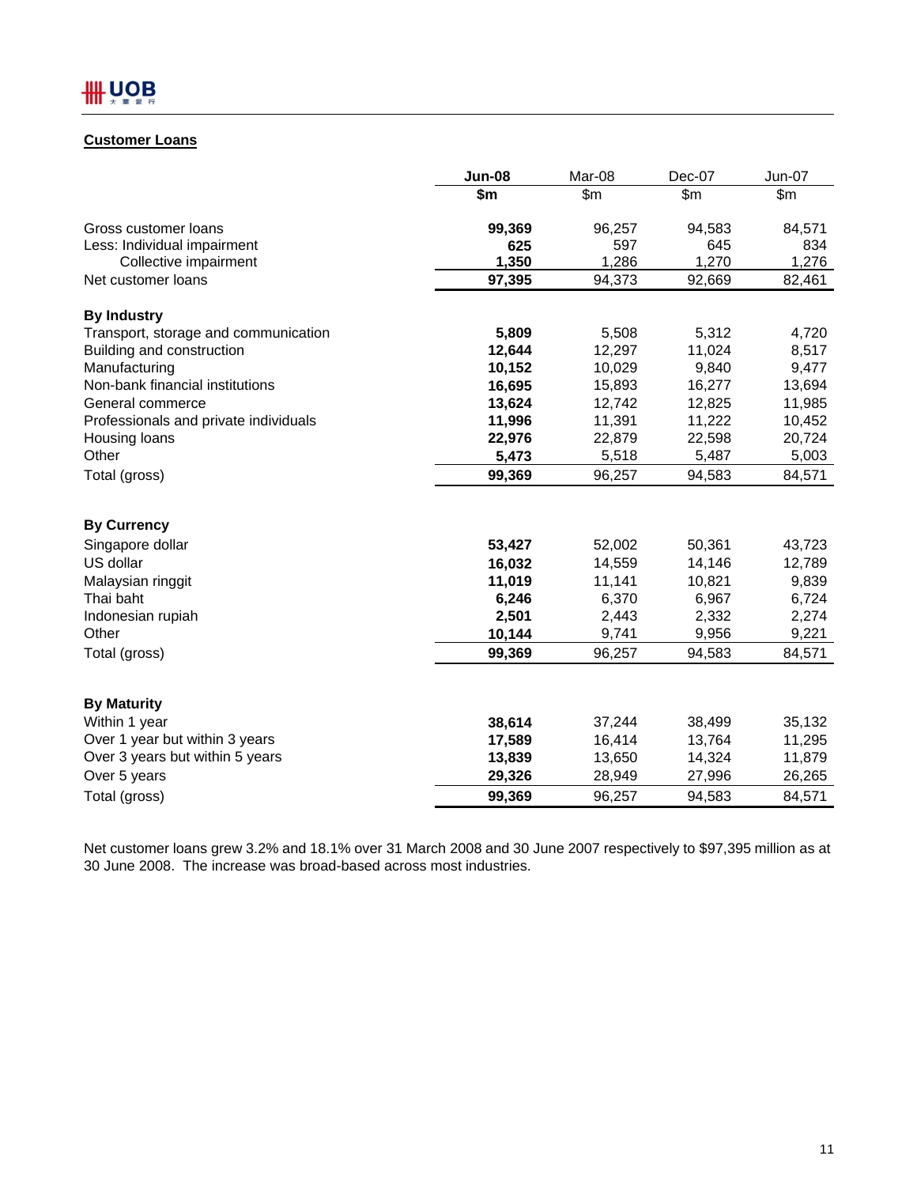## Customer Loans

| | **Jun-08** | Mar-08 | Dec-07 | Jun-07 |
|---|---|---|---|---|
| | **$m** | $m | $m | $m |
| Gross customer loans | **99,369** | 96,257 | 94,583 | 84,571 |
| Less: Individual impairment | **625** | 597 | 645 | 834 |
| Collective impairment | **1,350** | 1,286 | 1,270 | 1,276 |
| Net customer loans | **97,395** | 94,373 | 92,669 | 82,461 |
| **By Industry** | | | | |
| Transport, storage and communication | **5,809** | 5,508 | 5,312 | 4,720 |
| Building and construction | **12,644** | 12,297 | 11,024 | 8,517 |
| Manufacturing | **10,152** | 10,029 | 9,840 | 9,477 |
| Non-bank financial institutions | **16,695** | 15,893 | 16,277 | 13,694 |
| General commerce | **13,624** | 12,742 | 12,825 | 11,985 |
| Professionals and private individuals | **11,996** | 11,391 | 11,222 | 10,452 |
| Housing loans | **22,976** | 22,879 | 22,598 | 20,724 |
| Other | **5,473** | 5,518 | 5,487 | 5,003 |
| Total (gross) | **99,369** | 96,257 | 94,583 | 84,571 |
| **By Currency** | | | | |
| Singapore dollar | **53,427** | 52,002 | 50,361 | 43,723 |
| US dollar | **16,032** | 14,559 | 14,146 | 12,789 |
| Malaysian ringgit | **11,019** | 11,141 | 10,821 | 9,839 |
| Thai baht | **6,246** | 6,370 | 6,967 | 6,724 |
| Indonesian rupiah | **2,501** | 2,443 | 2,332 | 2,274 |
| Other | **10,144** | 9,741 | 9,956 | 9,221 |
| Total (gross) | **99,369** | 96,257 | 94,583 | 84,571 |
| **By Maturity** | | | | |
| Within 1 year | **38,614** | 37,244 | 38,499 | 35,132 |
| Over 1 year but within 3 years | **17,589** | 16,414 | 13,764 | 11,295 |
| Over 3 years but within 5 years | **13,839** | 13,650 | 14,324 | 11,879 |
| Over 5 years | **29,326** | 28,949 | 27,996 | 26,265 |
| Total (gross) | **99,369** | 96,257 | 94,583 | 84,571 |

Net customer loans grew 3.2% and 18.1% over 31 March 2008 and 30 June 2007 respectively to $97,395 million as at 30 June 2008. The increase was broad-based across most industries.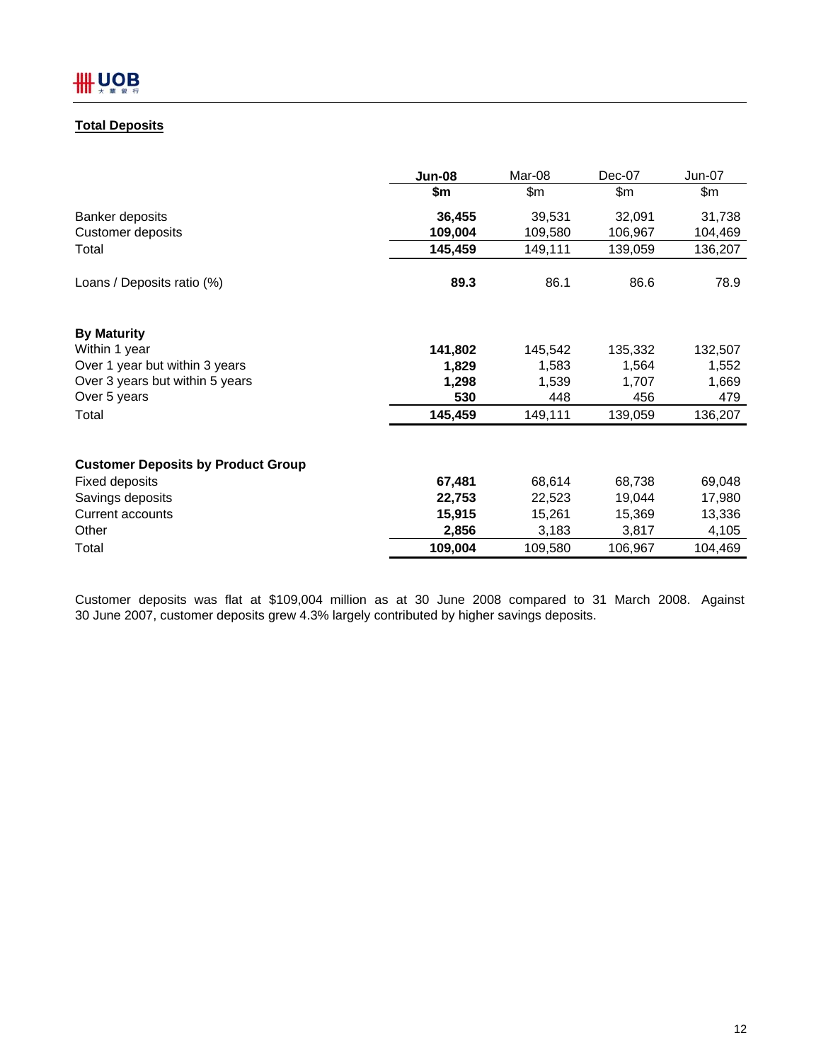## Total Deposits

| | Jun-08 | Mar-08 | Dec-07 | Jun-07 |
|---|---|---|---|---|
| | $m | $m | $m | $m |
| Banker deposits | **36,455** | 39,531 | 32,091 | 31,738 |
| Customer deposits | **109,004** | 109,580 | 106,967 | 104,469 |
| Total | **145,459** | 149,111 | 139,059 | 136,207 |
| | | | | |
| Loans / Deposits ratio (%) | **89.3** | 86.1 | 86.6 | 78.9 |
| | | | | |
| **By Maturity** | | | | |
| Within 1 year | **141,802** | 145,542 | 135,332 | 132,507 |
| Over 1 year but within 3 years | **1,829** | 1,583 | 1,564 | 1,552 |
| Over 3 years but within 5 years | **1,298** | 1,539 | 1,707 | 1,669 |
| Over 5 years | **530** | 448 | 456 | 479 |
| Total | **145,459** | 149,111 | 139,059 | 136,207 |
| | | | | |
| **Customer Deposits by Product Group** | | | | |
| Fixed deposits | **67,481** | 68,614 | 68,738 | 69,048 |
| Savings deposits | **22,753** | 22,523 | 19,044 | 17,980 |
| Current accounts | **15,915** | 15,261 | 15,369 | 13,336 |
| Other | **2,856** | 3,183 | 3,817 | 4,105 |
| Total | **109,004** | 109,580 | 106,967 | 104,469 |

Customer deposits was flat at $109,004 million as at 30 June 2008 compared to 31 March 2008. Against 30 June 2007, customer deposits grew 4.3% largely contributed by higher savings deposits.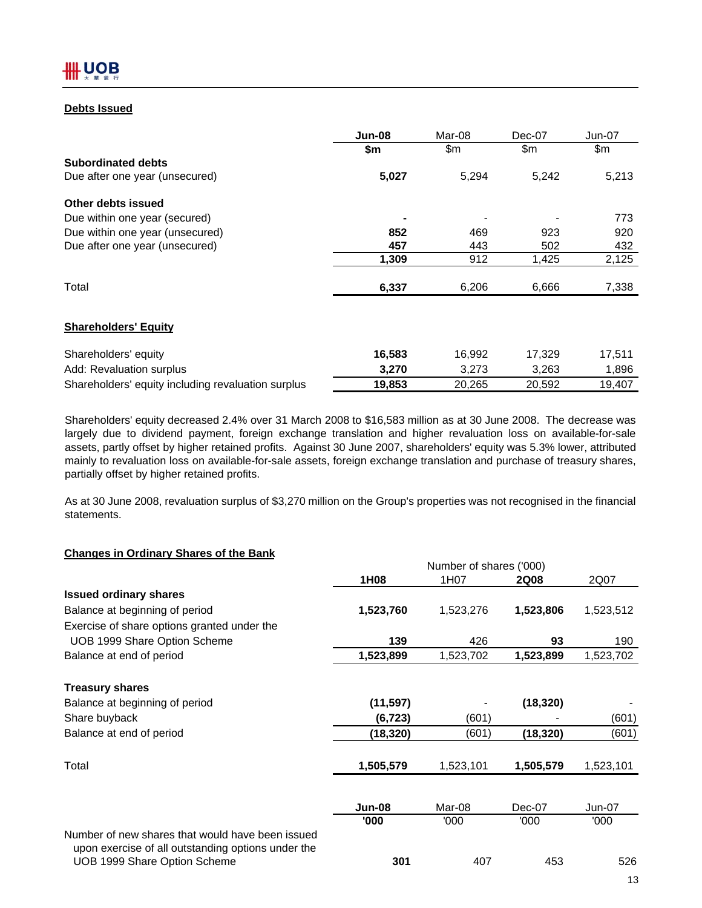## Debts Issued

| | Jun-08 | Mar-08 | Dec-07 | Jun-07 |
|---|---|---|---|---|
| | $m | $m | $m | $m |
| **Subordinated debts** | | | | |
| Due after one year (unsecured) | **5,027** | 5,294 | 5,242 | 5,213 |
| **Other debts issued** | | | | |
| Due within one year (secured) | **-** | - | - | 773 |
| Due within one year (unsecured) | **852** | 469 | 923 | 920 |
| Due after one year (unsecured) | **457** | 443 | 502 | 432 |
| | **1,309** | 912 | 1,425 | 2,125 |
| Total | **6,337** | 6,206 | 6,666 | 7,338 |

## Shareholders' Equity

| | Jun-08 | Mar-08 | Dec-07 | Jun-07 |
|---|---|---|---|---|
| Shareholders' equity | **16,583** | 16,992 | 17,329 | 17,511 |
| Add: Revaluation surplus | **3,270** | 3,273 | 3,263 | 1,896 |
| Shareholders' equity including revaluation surplus | **19,853** | 20,265 | 20,592 | 19,407 |

Shareholders' equity decreased 2.4% over 31 March 2008 to $16,583 million as at 30 June 2008. The decrease was largely due to dividend payment, foreign exchange translation and higher revaluation loss on available-for-sale assets, partly offset by higher retained profits. Against 30 June 2007, shareholders' equity was 5.3% lower, attributed mainly to revaluation loss on available-for-sale assets, foreign exchange translation and purchase of treasury shares, partially offset by higher retained profits.

As at 30 June 2008, revaluation surplus of $3,270 million on the Group's properties was not recognised in the financial statements.

## Changes in Ordinary Shares of the Bank

| | Number of shares ('000) | | | |
|---|---|---|---|---|
| | 1H08 | 1H07 | 2Q08 | 2Q07 |
| **Issued ordinary shares** | | | | |
| Balance at beginning of period | **1,523,760** | 1,523,276 | **1,523,806** | 1,523,512 |
| Exercise of share options granted under the UOB 1999 Share Option Scheme | **139** | 426 | **93** | 190 |
| Balance at end of period | **1,523,899** | 1,523,702 | **1,523,899** | 1,523,702 |
| **Treasury shares** | | | | |
| Balance at beginning of period | **(11,597)** | - | **(18,320)** | - |
| Share buyback | **(6,723)** | (601) | **-** | (601) |
| Balance at end of period | **(18,320)** | (601) | **(18,320)** | (601) |
| Total | **1,505,579** | 1,523,101 | **1,505,579** | 1,523,101 |

| | Jun-08 | Mar-08 | Dec-07 | Jun-07 |
|---|---|---|---|---|
| | '000 | '000 | '000 | '000 |
| Number of new shares that would have been issued upon exercise of all outstanding options under the UOB 1999 Share Option Scheme | **301** | 407 | 453 | 526 |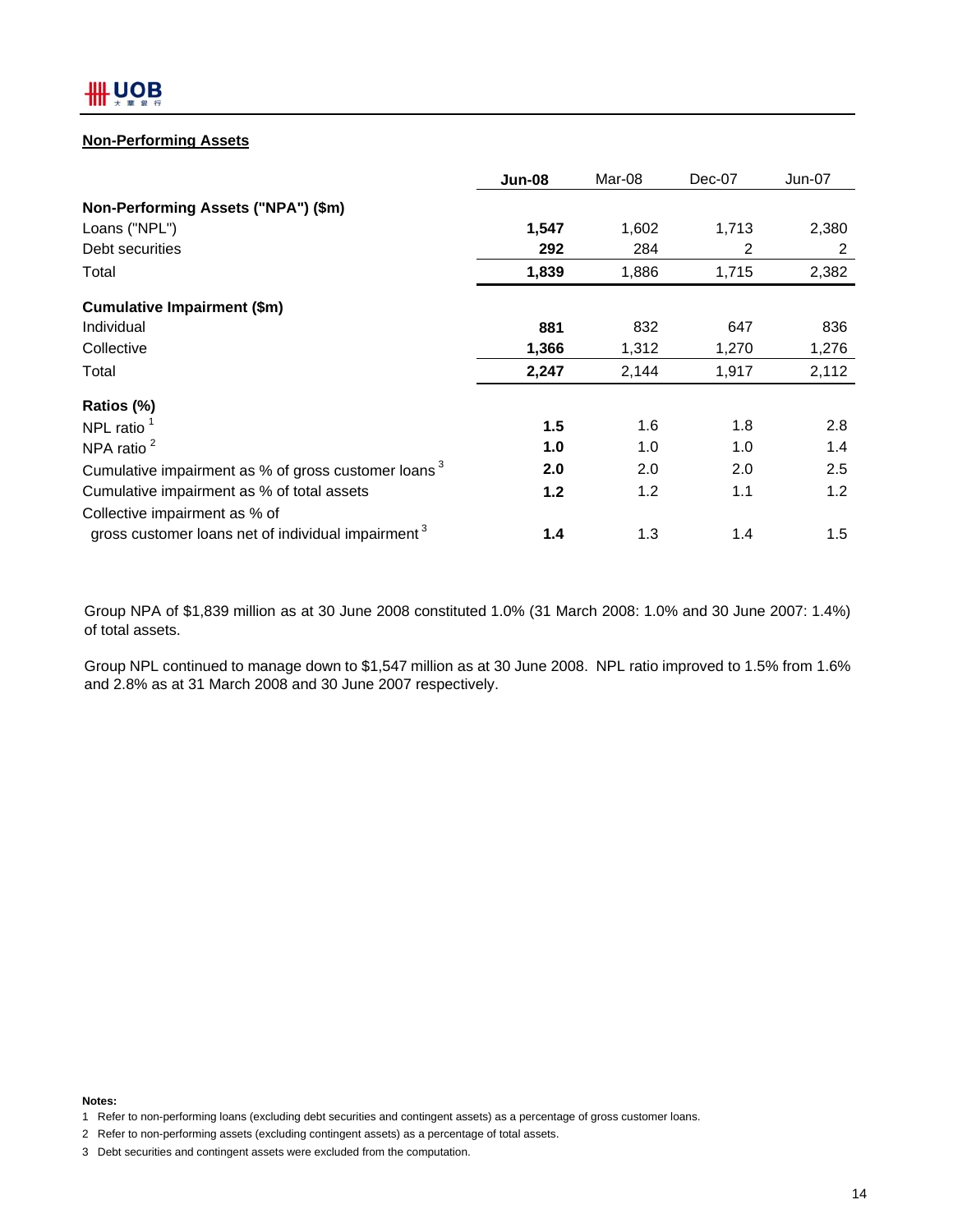## Non-Performing Assets

| | **Jun-08** | Mar-08 | Dec-07 | Jun-07 |
|---|---|---|---|---|
| **Non-Performing Assets ("NPA") ($m)** | | | | |
| Loans ("NPL") | **1,547** | 1,602 | 1,713 | 2,380 |
| Debt securities | **292** | 284 | 2 | 2 |
| Total | **1,839** | 1,886 | 1,715 | 2,382 |
| **Cumulative Impairment ($m)** | | | | |
| Individual | **881** | 832 | 647 | 836 |
| Collective | **1,366** | 1,312 | 1,270 | 1,276 |
| Total | **2,247** | 2,144 | 1,917 | 2,112 |
| **Ratios (%)** | | | | |
| NPL ratio [1] | **1.5** | 1.6 | 1.8 | 2.8 |
| NPA ratio [2] | **1.0** | 1.0 | 1.0 | 1.4 |
| Cumulative impairment as % of gross customer loans [3] | **2.0** | 2.0 | 2.0 | 2.5 |
| Cumulative impairment as % of total assets | **1.2** | 1.2 | 1.1 | 1.2 |
| Collective impairment as % of gross customer loans net of individual impairment [3] | **1.4** | 1.3 | 1.4 | 1.5 |

Group NPA of $1,839 million as at 30 June 2008 constituted 1.0% (31 March 2008: 1.0% and 30 June 2007: 1.4%) of total assets.

Group NPL continued to manage down to $1,547 million as at 30 June 2008. NPL ratio improved to 1.5% from 1.6% and 2.8% as at 31 March 2008 and 30 June 2007 respectively.

**Notes:**

1 Refer to non-performing loans (excluding debt securities and contingent assets) as a percentage of gross customer loans.

2 Refer to non-performing assets (excluding contingent assets) as a percentage of total assets.

3 Debt securities and contingent assets were excluded from the computation.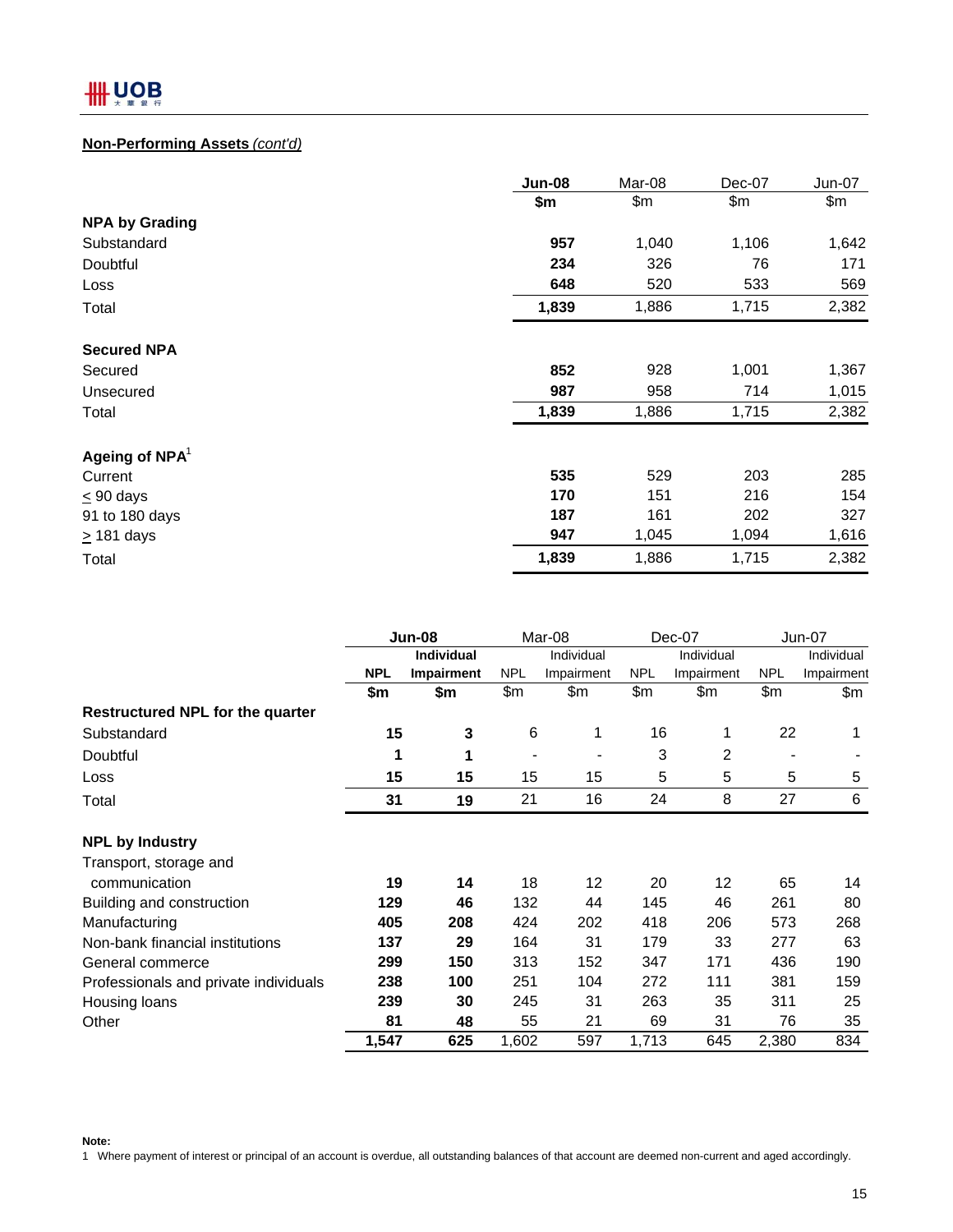## Non-Performing Assets *(cont'd)*

| | **Jun-08** | Mar-08 | Dec-07 | Jun-07 |
|---|---|---|---|---|
| | **$m** | $m | $m | $m |
| **NPA by Grading** | | | | |
| Substandard | **957** | 1,040 | 1,106 | 1,642 |
| Doubtful | **234** | 326 | 76 | 171 |
| Loss | **648** | 520 | 533 | 569 |
| Total | **1,839** | 1,886 | 1,715 | 2,382 |
| | | | | |
| **Secured NPA** | | | | |
| Secured | **852** | 928 | 1,001 | 1,367 |
| Unsecured | **987** | 958 | 714 | 1,015 |
| Total | **1,839** | 1,886 | 1,715 | 2,382 |
| | | | | |
| **Ageing of NPA**[1] | | | | |
| Current | **535** | 529 | 203 | 285 |
| ≤ 90 days | **170** | 151 | 216 | 154 |
| 91 to 180 days | **187** | 161 | 202 | 327 |
| ≥ 181 days | **947** | 1,045 | 1,094 | 1,616 |
| Total | **1,839** | 1,886 | 1,715 | 2,382 |

| | **Jun-08** | | Mar-08 | | Dec-07 | | Jun-07 | |
|---|---|---|---|---|---|---|---|---|
| | **NPL** | **Individual Impairment** | NPL | Individual Impairment | NPL | Individual Impairment | NPL | Individual Impairment |
| | **$m** | **$m** | $m | $m | $m | $m | $m | $m |
| **Restructured NPL for the quarter** | | | | | | | | |
| Substandard | **15** | **3** | 6 | 1 | 16 | 1 | 22 | 1 |
| Doubtful | **1** | **1** | - | - | 3 | 2 | - | - |
| Loss | **15** | **15** | 15 | 15 | 5 | 5 | 5 | 5 |
| Total | **31** | **19** | 21 | 16 | 24 | 8 | 27 | 6 |
| | | | | | | | | |
| **NPL by Industry** | | | | | | | | |
| Transport, storage and communication | **19** | **14** | 18 | 12 | 20 | 12 | 65 | 14 |
| Building and construction | **129** | **46** | 132 | 44 | 145 | 46 | 261 | 80 |
| Manufacturing | **405** | **208** | 424 | 202 | 418 | 206 | 573 | 268 |
| Non-bank financial institutions | **137** | **29** | 164 | 31 | 179 | 33 | 277 | 63 |
| General commerce | **299** | **150** | 313 | 152 | 347 | 171 | 436 | 190 |
| Professionals and private individuals | **238** | **100** | 251 | 104 | 272 | 111 | 381 | 159 |
| Housing loans | **239** | **30** | 245 | 31 | 263 | 35 | 311 | 25 |
| Other | **81** | **48** | 55 | 21 | 69 | 31 | 76 | 35 |
| | **1,547** | **625** | 1,602 | 597 | 1,713 | 645 | 2,380 | 834 |

**Note:**

1 Where payment of interest or principal of an account is overdue, all outstanding balances of that account are deemed non-current and aged accordingly.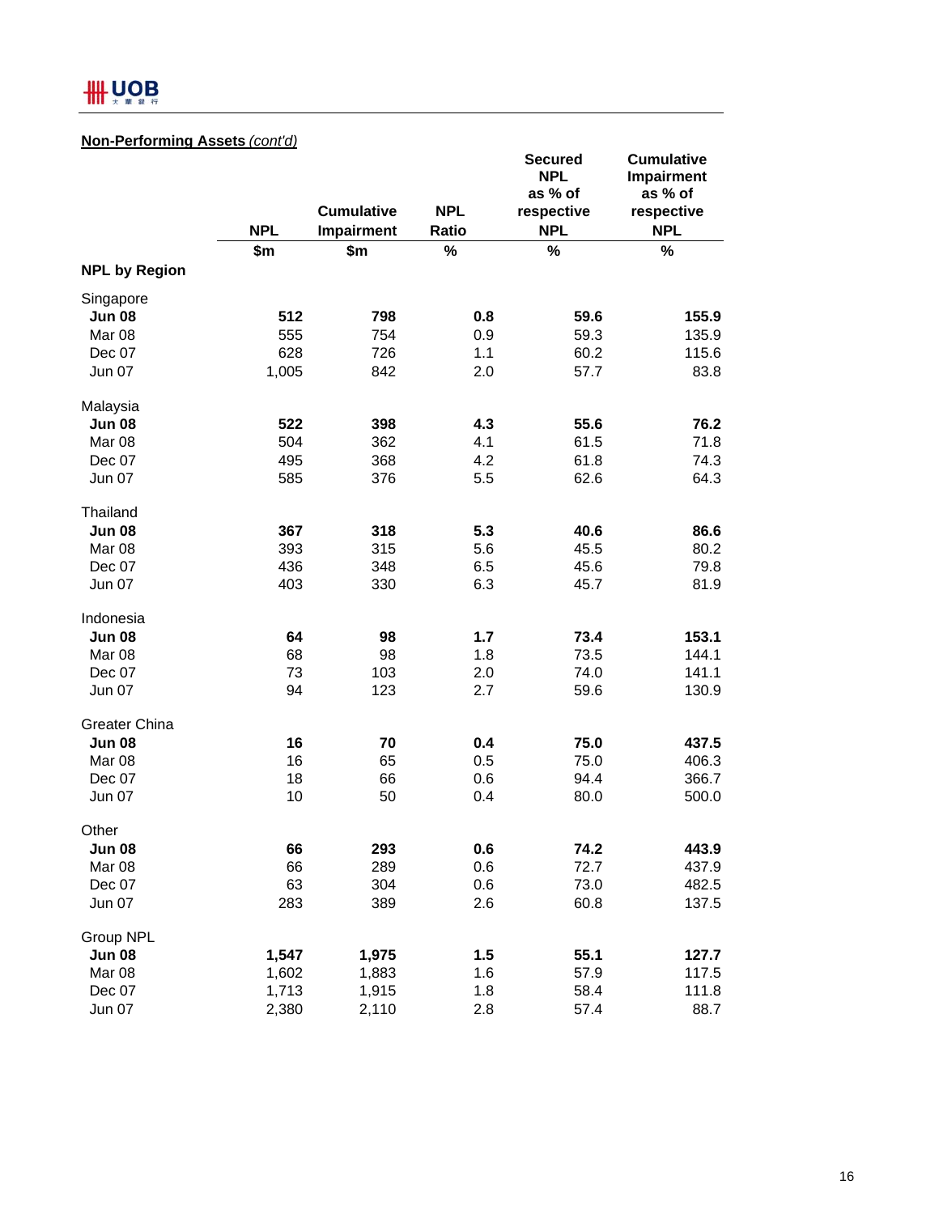**Non-Performing Assets** *(cont'd)*

| | NPL | Cumulative Impairment | NPL Ratio | Secured NPL as % of respective NPL | Cumulative Impairment as % of respective NPL |
|---|---|---|---|---|---|
| | $m | $m | % | % | % |
| **NPL by Region** | | | | | |
| Singapore | | | | | |
| **Jun 08** | **512** | **798** | **0.8** | **59.6** | **155.9** |
| Mar 08 | 555 | 754 | 0.9 | 59.3 | 135.9 |
| Dec 07 | 628 | 726 | 1.1 | 60.2 | 115.6 |
| Jun 07 | 1,005 | 842 | 2.0 | 57.7 | 83.8 |
| Malaysia | | | | | |
| **Jun 08** | **522** | **398** | **4.3** | **55.6** | **76.2** |
| Mar 08 | 504 | 362 | 4.1 | 61.5 | 71.8 |
| Dec 07 | 495 | 368 | 4.2 | 61.8 | 74.3 |
| Jun 07 | 585 | 376 | 5.5 | 62.6 | 64.3 |
| Thailand | | | | | |
| **Jun 08** | **367** | **318** | **5.3** | **40.6** | **86.6** |
| Mar 08 | 393 | 315 | 5.6 | 45.5 | 80.2 |
| Dec 07 | 436 | 348 | 6.5 | 45.6 | 79.8 |
| Jun 07 | 403 | 330 | 6.3 | 45.7 | 81.9 |
| Indonesia | | | | | |
| **Jun 08** | **64** | **98** | **1.7** | **73.4** | **153.1** |
| Mar 08 | 68 | 98 | 1.8 | 73.5 | 144.1 |
| Dec 07 | 73 | 103 | 2.0 | 74.0 | 141.1 |
| Jun 07 | 94 | 123 | 2.7 | 59.6 | 130.9 |
| Greater China | | | | | |
| **Jun 08** | **16** | **70** | **0.4** | **75.0** | **437.5** |
| Mar 08 | 16 | 65 | 0.5 | 75.0 | 406.3 |
| Dec 07 | 18 | 66 | 0.6 | 94.4 | 366.7 |
| Jun 07 | 10 | 50 | 0.4 | 80.0 | 500.0 |
| Other | | | | | |
| **Jun 08** | **66** | **293** | **0.6** | **74.2** | **443.9** |
| Mar 08 | 66 | 289 | 0.6 | 72.7 | 437.9 |
| Dec 07 | 63 | 304 | 0.6 | 73.0 | 482.5 |
| Jun 07 | 283 | 389 | 2.6 | 60.8 | 137.5 |
| Group NPL | | | | | |
| **Jun 08** | **1,547** | **1,975** | **1.5** | **55.1** | **127.7** |
| Mar 08 | 1,602 | 1,883 | 1.6 | 57.9 | 117.5 |
| Dec 07 | 1,713 | 1,915 | 1.8 | 58.4 | 111.8 |
| Jun 07 | 2,380 | 2,110 | 2.8 | 57.4 | 88.7 |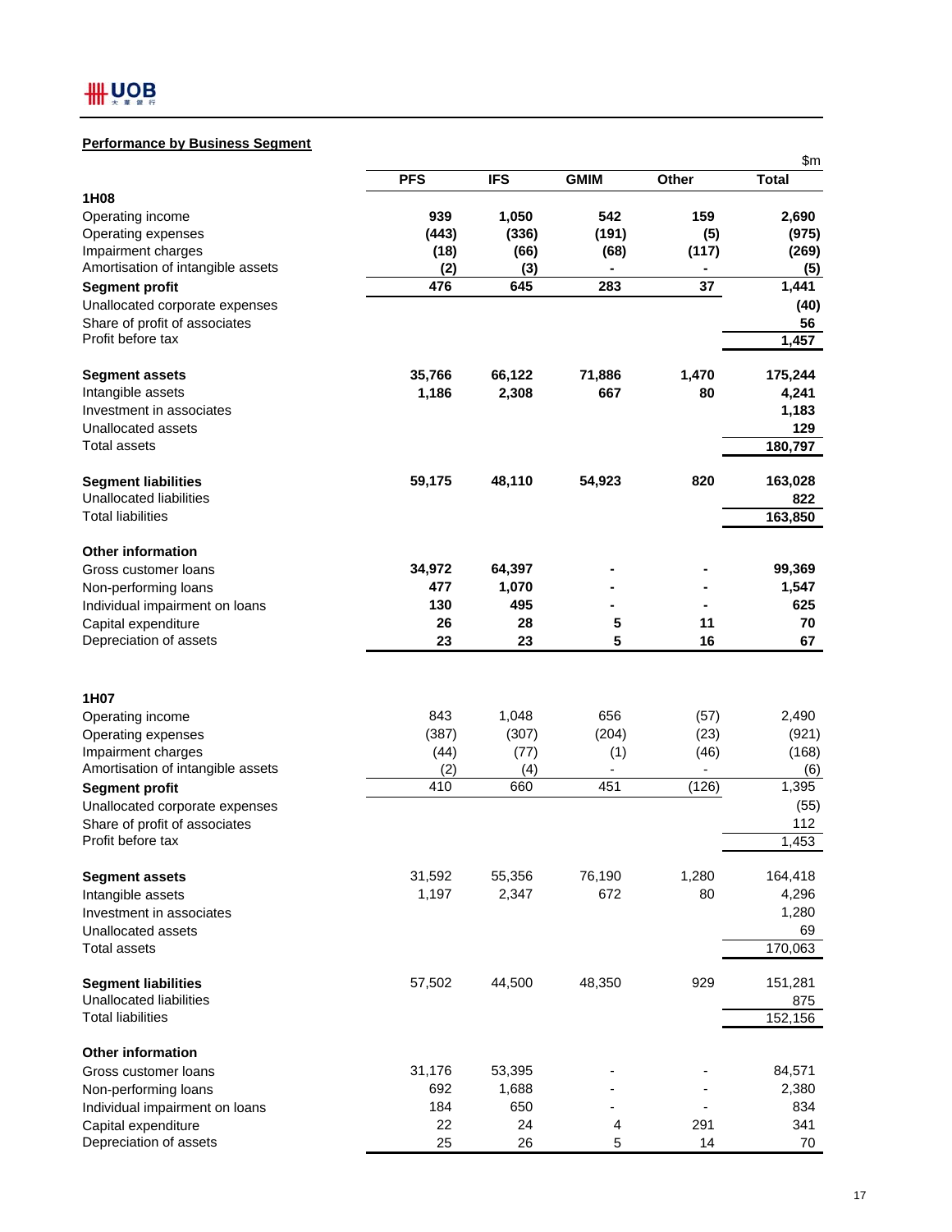## Performance by Business Segment

| | PFS | IFS | GMIM | Other | Total |
|---|---|---|---|---|---|
| | | | | | $m |
| **1H08** | | | | | |
| Operating income | **939** | **1,050** | **542** | **159** | **2,690** |
| Operating expenses | **(443)** | **(336)** | **(191)** | **(5)** | **(975)** |
| Impairment charges | **(18)** | **(66)** | **(68)** | **(117)** | **(269)** |
| Amortisation of intangible assets | **(2)** | **(3)** | **-** | **-** | **(5)** |
| **Segment profit** | **476** | **645** | **283** | **37** | **1,441** |
| Unallocated corporate expenses | | | | | **(40)** |
| Share of profit of associates | | | | | **56** |
| Profit before tax | | | | | **1,457** |
| | | | | | |
| **Segment assets** | **35,766** | **66,122** | **71,886** | **1,470** | **175,244** |
| Intangible assets | **1,186** | **2,308** | **667** | **80** | **4,241** |
| Investment in associates | | | | | **1,183** |
| Unallocated assets | | | | | **129** |
| Total assets | | | | | **180,797** |
| | | | | | |
| **Segment liabilities** | **59,175** | **48,110** | **54,923** | **820** | **163,028** |
| Unallocated liabilities | | | | | **822** |
| Total liabilities | | | | | **163,850** |
| | | | | | |
| **Other information** | | | | | |
| Gross customer loans | **34,972** | **64,397** | **-** | **-** | **99,369** |
| Non-performing loans | **477** | **1,070** | **-** | **-** | **1,547** |
| Individual impairment on loans | **130** | **495** | **-** | **-** | **625** |
| Capital expenditure | **26** | **28** | **5** | **11** | **70** |
| Depreciation of assets | **23** | **23** | **5** | **16** | **67** |
| | | | | | |
| **1H07** | | | | | |
| Operating income | 843 | 1,048 | 656 | (57) | 2,490 |
| Operating expenses | (387) | (307) | (204) | (23) | (921) |
| Impairment charges | (44) | (77) | (1) | (46) | (168) |
| Amortisation of intangible assets | (2) | (4) | - | - | (6) |
| **Segment profit** | 410 | 660 | 451 | (126) | 1,395 |
| Unallocated corporate expenses | | | | | (55) |
| Share of profit of associates | | | | | 112 |
| Profit before tax | | | | | 1,453 |
| | | | | | |
| **Segment assets** | 31,592 | 55,356 | 76,190 | 1,280 | 164,418 |
| Intangible assets | 1,197 | 2,347 | 672 | 80 | 4,296 |
| Investment in associates | | | | | 1,280 |
| Unallocated assets | | | | | 69 |
| Total assets | | | | | 170,063 |
| | | | | | |
| **Segment liabilities** | 57,502 | 44,500 | 48,350 | 929 | 151,281 |
| Unallocated liabilities | | | | | 875 |
| Total liabilities | | | | | 152,156 |
| | | | | | |
| **Other information** | | | | | |
| Gross customer loans | 31,176 | 53,395 | - | - | 84,571 |
| Non-performing loans | 692 | 1,688 | - | - | 2,380 |
| Individual impairment on loans | 184 | 650 | - | - | 834 |
| Capital expenditure | 22 | 24 | 4 | 291 | 341 |
| Depreciation of assets | 25 | 26 | 5 | 14 | 70 |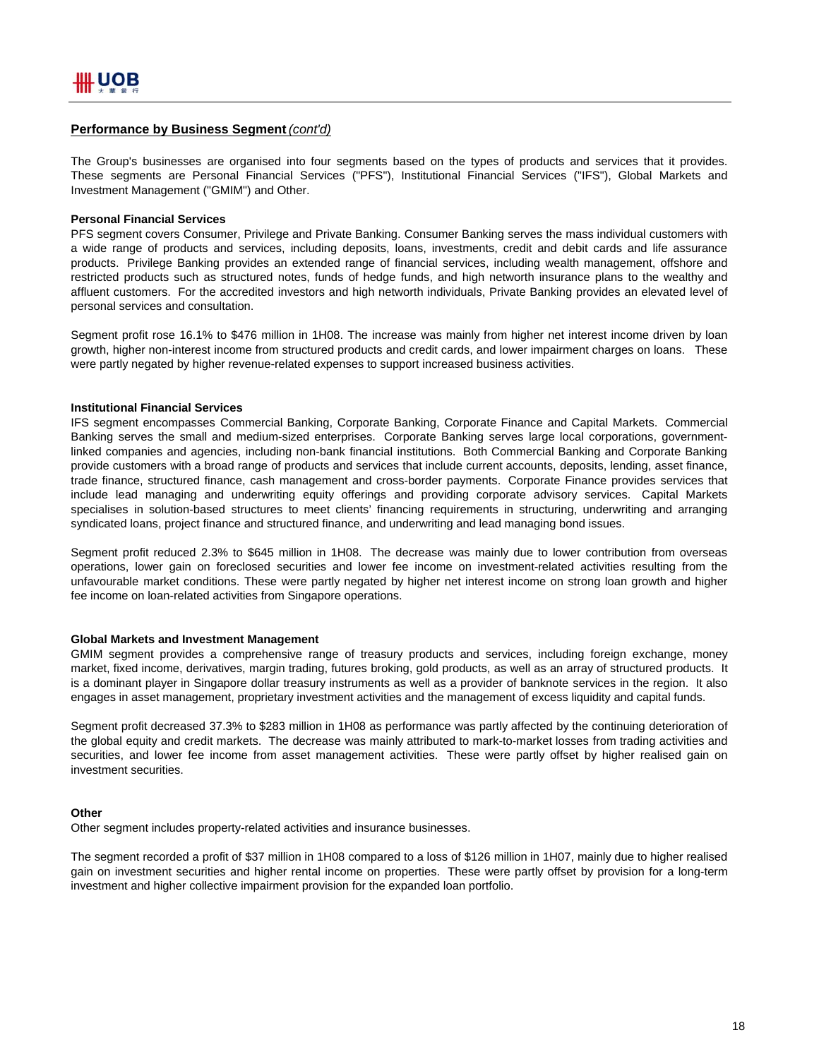## **Performance by Business Segment** *(cont'd)*

The Group's businesses are organised into four segments based on the types of products and services that it provides. These segments are Personal Financial Services ("PFS"), Institutional Financial Services ("IFS"), Global Markets and Investment Management ("GMIM") and Other.

**Personal Financial Services**

PFS segment covers Consumer, Privilege and Private Banking. Consumer Banking serves the mass individual customers with a wide range of products and services, including deposits, loans, investments, credit and debit cards and life assurance products. Privilege Banking provides an extended range of financial services, including wealth management, offshore and restricted products such as structured notes, funds of hedge funds, and high networth insurance plans to the wealthy and affluent customers. For the accredited investors and high networth individuals, Private Banking provides an elevated level of personal services and consultation.

Segment profit rose 16.1% to $476 million in 1H08. The increase was mainly from higher net interest income driven by loan growth, higher non-interest income from structured products and credit cards, and lower impairment charges on loans. These were partly negated by higher revenue-related expenses to support increased business activities.

**Institutional Financial Services**

IFS segment encompasses Commercial Banking, Corporate Banking, Corporate Finance and Capital Markets. Commercial Banking serves the small and medium-sized enterprises. Corporate Banking serves large local corporations, government-linked companies and agencies, including non-bank financial institutions. Both Commercial Banking and Corporate Banking provide customers with a broad range of products and services that include current accounts, deposits, lending, asset finance, trade finance, structured finance, cash management and cross-border payments. Corporate Finance provides services that include lead managing and underwriting equity offerings and providing corporate advisory services. Capital Markets specialises in solution-based structures to meet clients' financing requirements in structuring, underwriting and arranging syndicated loans, project finance and structured finance, and underwriting and lead managing bond issues.

Segment profit reduced 2.3% to $645 million in 1H08. The decrease was mainly due to lower contribution from overseas operations, lower gain on foreclosed securities and lower fee income on investment-related activities resulting from the unfavourable market conditions. These were partly negated by higher net interest income on strong loan growth and higher fee income on loan-related activities from Singapore operations.

**Global Markets and Investment Management**

GMIM segment provides a comprehensive range of treasury products and services, including foreign exchange, money market, fixed income, derivatives, margin trading, futures broking, gold products, as well as an array of structured products. It is a dominant player in Singapore dollar treasury instruments as well as a provider of banknote services in the region. It also engages in asset management, proprietary investment activities and the management of excess liquidity and capital funds.

Segment profit decreased 37.3% to $283 million in 1H08 as performance was partly affected by the continuing deterioration of the global equity and credit markets. The decrease was mainly attributed to mark-to-market losses from trading activities and securities, and lower fee income from asset management activities. These were partly offset by higher realised gain on investment securities.

**Other**

Other segment includes property-related activities and insurance businesses.

The segment recorded a profit of $37 million in 1H08 compared to a loss of $126 million in 1H07, mainly due to higher realised gain on investment securities and higher rental income on properties. These were partly offset by provision for a long-term investment and higher collective impairment provision for the expanded loan portfolio.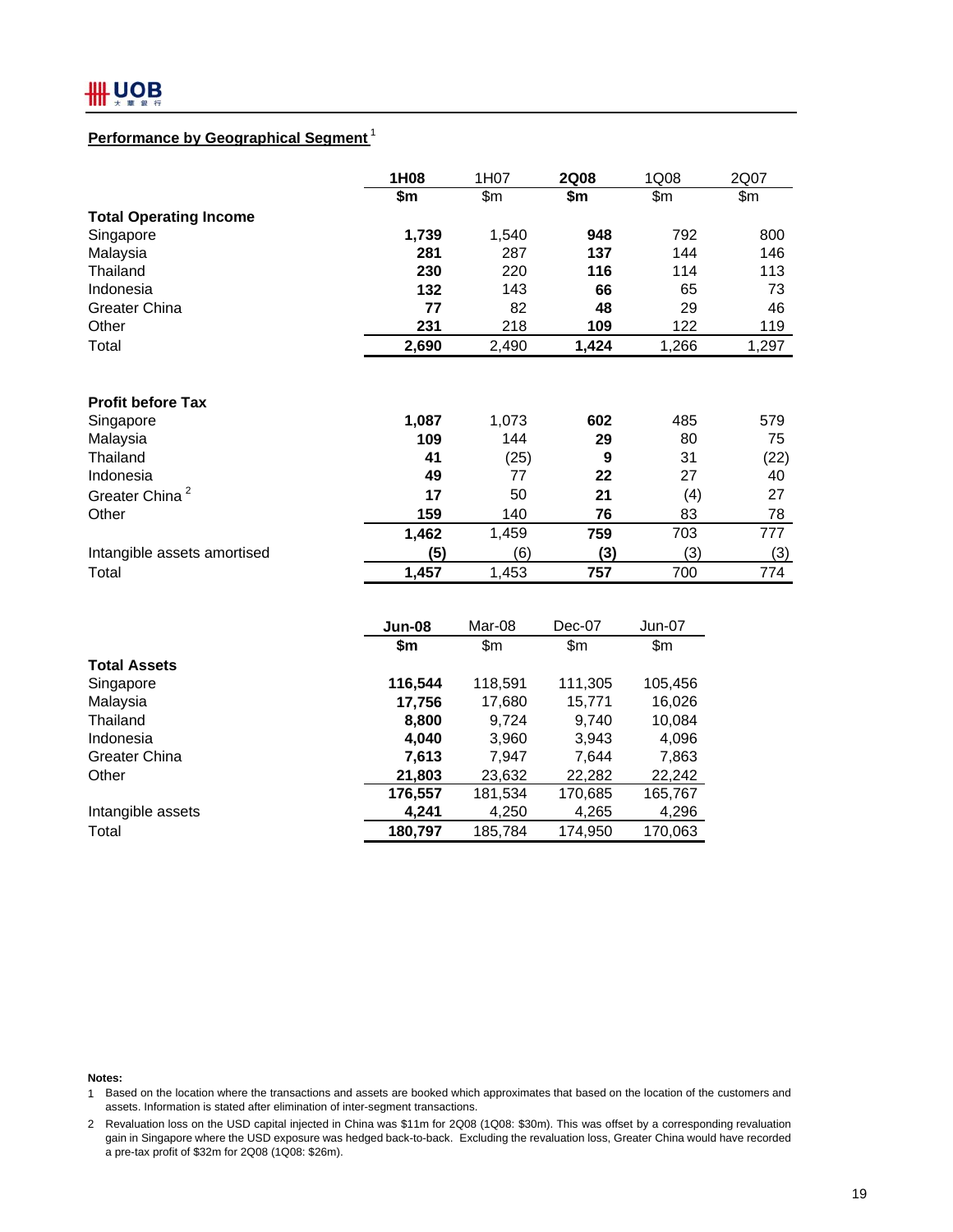## Performance by Geographical Segment [1]

| | **1H08** | 1H07 | **2Q08** | 1Q08 | 2Q07 |
|---|---|---|---|---|---|
| | **$m** | $m | **$m** | $m | $m |
| **Total Operating Income** | | | | | |
| Singapore | **1,739** | 1,540 | **948** | 792 | 800 |
| Malaysia | **281** | 287 | **137** | 144 | 146 |
| Thailand | **230** | 220 | **116** | 114 | 113 |
| Indonesia | **132** | 143 | **66** | 65 | 73 |
| Greater China | **77** | 82 | **48** | 29 | 46 |
| Other | **231** | 218 | **109** | 122 | 119 |
| Total | **2,690** | 2,490 | **1,424** | 1,266 | 1,297 |
| | | | | | |
| **Profit before Tax** | | | | | |
| Singapore | **1,087** | 1,073 | **602** | 485 | 579 |
| Malaysia | **109** | 144 | **29** | 80 | 75 |
| Thailand | **41** | (25) | **9** | 31 | (22) |
| Indonesia | **49** | 77 | **22** | 27 | 40 |
| Greater China [2] | **17** | 50 | **21** | (4) | 27 |
| Other | **159** | 140 | **76** | 83 | 78 |
| | **1,462** | 1,459 | **759** | 703 | 777 |
| Intangible assets amortised | **(5)** | (6) | **(3)** | (3) | (3) |
| Total | **1,457** | 1,453 | **757** | 700 | 774 |

| | **Jun-08** | Mar-08 | Dec-07 | Jun-07 |
|---|---|---|---|---|
| | **$m** | $m | $m | $m |
| **Total Assets** | | | | |
| Singapore | **116,544** | 118,591 | 111,305 | 105,456 |
| Malaysia | **17,756** | 17,680 | 15,771 | 16,026 |
| Thailand | **8,800** | 9,724 | 9,740 | 10,084 |
| Indonesia | **4,040** | 3,960 | 3,943 | 4,096 |
| Greater China | **7,613** | 7,947 | 7,644 | 7,863 |
| Other | **21,803** | 23,632 | 22,282 | 22,242 |
| | **176,557** | 181,534 | 170,685 | 165,767 |
| Intangible assets | **4,241** | 4,250 | 4,265 | 4,296 |
| Total | **180,797** | 185,784 | 174,950 | 170,063 |

**Notes:**

1. Based on the location where the transactions and assets are booked which approximates that based on the location of the customers and assets. Information is stated after elimination of inter-segment transactions.
2. Revaluation loss on the USD capital injected in China was $11m for 2Q08 (1Q08: $30m). This was offset by a corresponding revaluation gain in Singapore where the USD exposure was hedged back-to-back. Excluding the revaluation loss, Greater China would have recorded a pre-tax profit of $32m for 2Q08 (1Q08: $26m).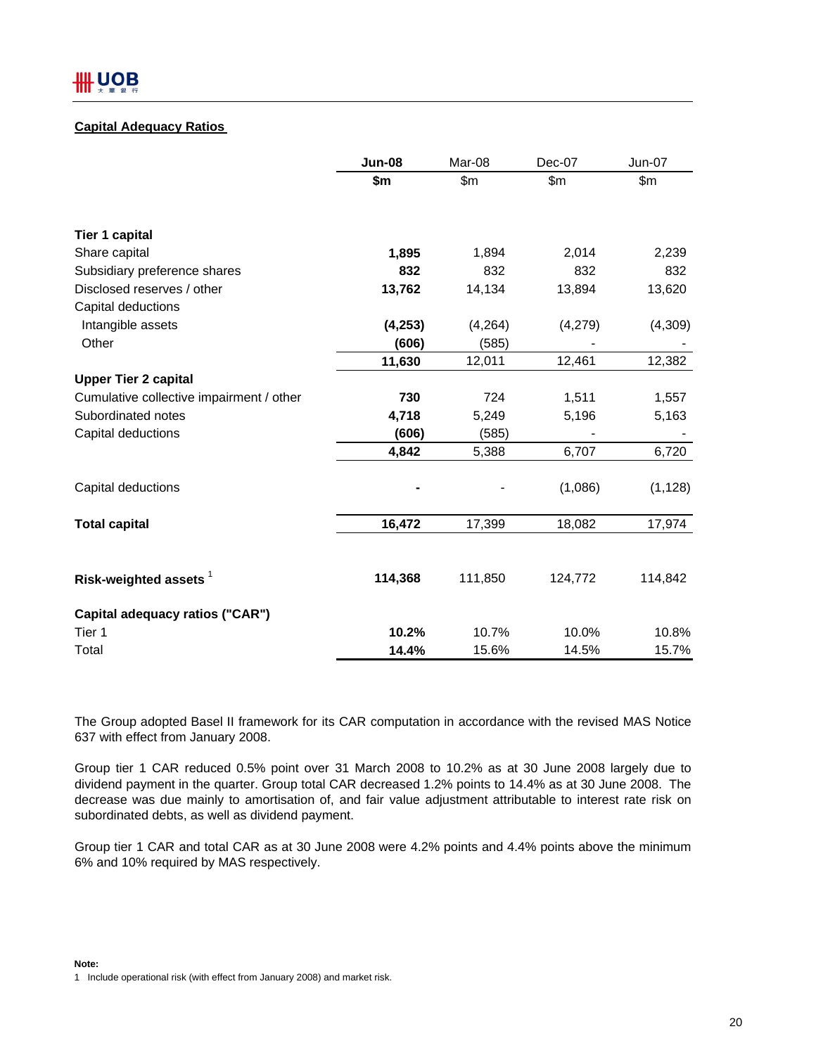## Capital Adequacy Ratios

| | **Jun-08** | Mar-08 | Dec-07 | Jun-07 |
|---|---|---|---|---|
| | **$m** | $m | $m | $m |
| **Tier 1 capital** | | | | |
| Share capital | **1,895** | 1,894 | 2,014 | 2,239 |
| Subsidiary preference shares | **832** | 832 | 832 | 832 |
| Disclosed reserves / other | **13,762** | 14,134 | 13,894 | 13,620 |
| Capital deductions | | | | |
| Intangible assets | **(4,253)** | (4,264) | (4,279) | (4,309) |
| Other | **(606)** | (585) | - | - |
| | **11,630** | 12,011 | 12,461 | 12,382 |
| **Upper Tier 2 capital** | | | | |
| Cumulative collective impairment / other | **730** | 724 | 1,511 | 1,557 |
| Subordinated notes | **4,718** | 5,249 | 5,196 | 5,163 |
| Capital deductions | **(606)** | (585) | - | - |
| | **4,842** | 5,388 | 6,707 | 6,720 |
| Capital deductions | **-** | - | (1,086) | (1,128) |
| **Total capital** | **16,472** | 17,399 | 18,082 | 17,974 |
| **Risk-weighted assets** [1] | **114,368** | 111,850 | 124,772 | 114,842 |
| **Capital adequacy ratios ("CAR")** | | | | |
| Tier 1 | **10.2%** | 10.7% | 10.0% | 10.8% |
| Total | **14.4%** | 15.6% | 14.5% | 15.7% |

The Group adopted Basel II framework for its CAR computation in accordance with the revised MAS Notice 637 with effect from January 2008.

Group tier 1 CAR reduced 0.5% point over 31 March 2008 to 10.2% as at 30 June 2008 largely due to dividend payment in the quarter. Group total CAR decreased 1.2% points to 14.4% as at 30 June 2008. The decrease was due mainly to amortisation of, and fair value adjustment attributable to interest rate risk on subordinated debts, as well as dividend payment.

Group tier 1 CAR and total CAR as at 30 June 2008 were 4.2% points and 4.4% points above the minimum 6% and 10% required by MAS respectively.

**Note:**

1 Include operational risk (with effect from January 2008) and market risk.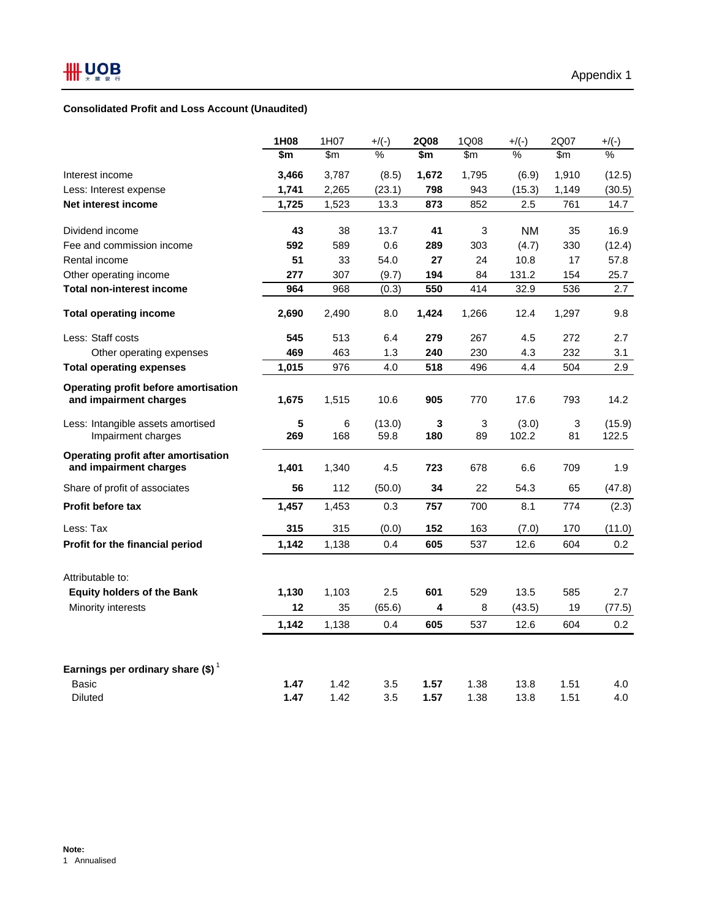Appendix 1

**Consolidated Profit and Loss Account (Unaudited)**

| | 1H08 | 1H07 | +/(-) | 2Q08 | 1Q08 | +/(-) | 2Q07 | +/(-) |
|---|---|---|---|---|---|---|---|---|
| | $m | $m | % | $m | $m | % | $m | % |
| Interest income | **3,466** | 3,787 | (8.5) | **1,672** | 1,795 | (6.9) | 1,910 | (12.5) |
| Less: Interest expense | **1,741** | 2,265 | (23.1) | **798** | 943 | (15.3) | 1,149 | (30.5) |
| **Net interest income** | **1,725** | 1,523 | 13.3 | **873** | 852 | 2.5 | 761 | 14.7 |
| Dividend income | **43** | 38 | 13.7 | **41** | 3 | NM | 35 | 16.9 |
| Fee and commission income | **592** | 589 | 0.6 | **289** | 303 | (4.7) | 330 | (12.4) |
| Rental income | **51** | 33 | 54.0 | **27** | 24 | 10.8 | 17 | 57.8 |
| Other operating income | **277** | 307 | (9.7) | **194** | 84 | 131.2 | 154 | 25.7 |
| **Total non-interest income** | **964** | 968 | (0.3) | **550** | 414 | 32.9 | 536 | 2.7 |
| **Total operating income** | **2,690** | 2,490 | 8.0 | **1,424** | 1,266 | 12.4 | 1,297 | 9.8 |
| Less: Staff costs | **545** | 513 | 6.4 | **279** | 267 | 4.5 | 272 | 2.7 |
| Other operating expenses | **469** | 463 | 1.3 | **240** | 230 | 4.3 | 232 | 3.1 |
| **Total operating expenses** | **1,015** | 976 | 4.0 | **518** | 496 | 4.4 | 504 | 2.9 |
| **Operating profit before amortisation and impairment charges** | **1,675** | 1,515 | 10.6 | **905** | 770 | 17.6 | 793 | 14.2 |
| Less: Intangible assets amortised | **5** | 6 | (13.0) | **3** | 3 | (3.0) | 3 | (15.9) |
| Impairment charges | **269** | 168 | 59.8 | **180** | 89 | 102.2 | 81 | 122.5 |
| **Operating profit after amortisation and impairment charges** | **1,401** | 1,340 | 4.5 | **723** | 678 | 6.6 | 709 | 1.9 |
| Share of profit of associates | **56** | 112 | (50.0) | **34** | 22 | 54.3 | 65 | (47.8) |
| **Profit before tax** | **1,457** | 1,453 | 0.3 | **757** | 700 | 8.1 | 774 | (2.3) |
| Less: Tax | **315** | 315 | (0.0) | **152** | 163 | (7.0) | 170 | (11.0) |
| **Profit for the financial period** | **1,142** | 1,138 | 0.4 | **605** | 537 | 12.6 | 604 | 0.2 |
| Attributable to: | | | | | | | | |
| **Equity holders of the Bank** | **1,130** | 1,103 | 2.5 | **601** | 529 | 13.5 | 585 | 2.7 |
| Minority interests | **12** | 35 | (65.6) | **4** | 8 | (43.5) | 19 | (77.5) |
| | **1,142** | 1,138 | 0.4 | **605** | 537 | 12.6 | 604 | 0.2 |
| **Earnings per ordinary share ($)** [1] | | | | | | | | |
| Basic | **1.47** | 1.42 | 3.5 | **1.57** | 1.38 | 13.8 | 1.51 | 4.0 |
| Diluted | **1.47** | 1.42 | 3.5 | **1.57** | 1.38 | 13.8 | 1.51 | 4.0 |

**Note:**
1 Annualised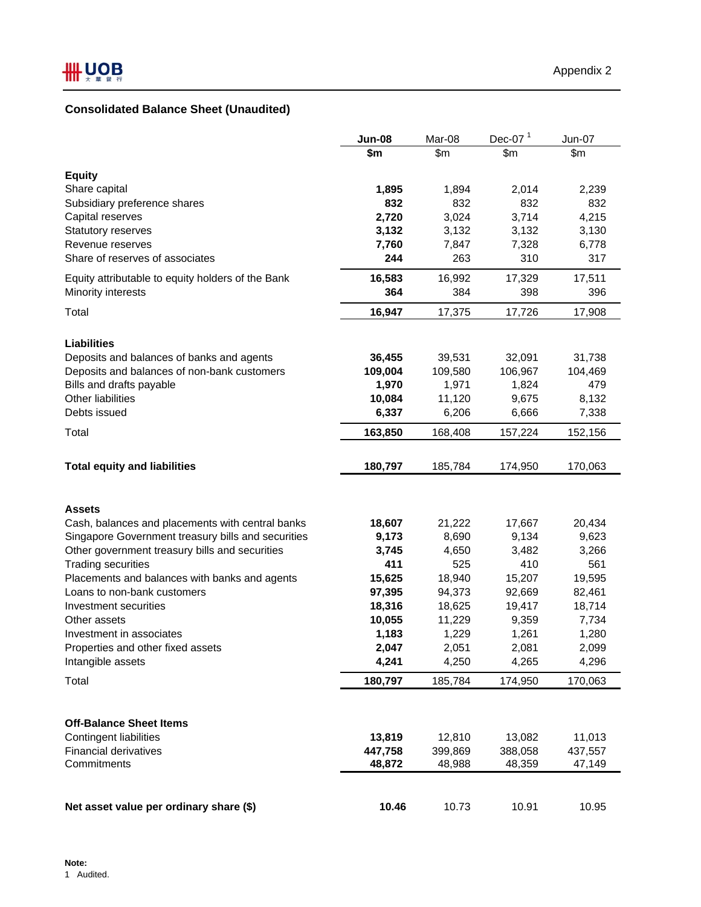Appendix 2

## Consolidated Balance Sheet (Unaudited)

| | **Jun-08** | Mar-08 | Dec-07 [1] | Jun-07 |
|---|---|---|---|---|
| | **$m** | $m | $m | $m |
| **Equity** | | | | |
| Share capital | **1,895** | 1,894 | 2,014 | 2,239 |
| Subsidiary preference shares | **832** | 832 | 832 | 832 |
| Capital reserves | **2,720** | 3,024 | 3,714 | 4,215 |
| Statutory reserves | **3,132** | 3,132 | 3,132 | 3,130 |
| Revenue reserves | **7,760** | 7,847 | 7,328 | 6,778 |
| Share of reserves of associates | **244** | 263 | 310 | 317 |
| Equity attributable to equity holders of the Bank | **16,583** | 16,992 | 17,329 | 17,511 |
| Minority interests | **364** | 384 | 398 | 396 |
| Total | **16,947** | 17,375 | 17,726 | 17,908 |
| **Liabilities** | | | | |
| Deposits and balances of banks and agents | **36,455** | 39,531 | 32,091 | 31,738 |
| Deposits and balances of non-bank customers | **109,004** | 109,580 | 106,967 | 104,469 |
| Bills and drafts payable | **1,970** | 1,971 | 1,824 | 479 |
| Other liabilities | **10,084** | 11,120 | 9,675 | 8,132 |
| Debts issued | **6,337** | 6,206 | 6,666 | 7,338 |
| Total | **163,850** | 168,408 | 157,224 | 152,156 |
| **Total equity and liabilities** | **180,797** | 185,784 | 174,950 | 170,063 |
| **Assets** | | | | |
| Cash, balances and placements with central banks | **18,607** | 21,222 | 17,667 | 20,434 |
| Singapore Government treasury bills and securities | **9,173** | 8,690 | 9,134 | 9,623 |
| Other government treasury bills and securities | **3,745** | 4,650 | 3,482 | 3,266 |
| Trading securities | **411** | 525 | 410 | 561 |
| Placements and balances with banks and agents | **15,625** | 18,940 | 15,207 | 19,595 |
| Loans to non-bank customers | **97,395** | 94,373 | 92,669 | 82,461 |
| Investment securities | **18,316** | 18,625 | 19,417 | 18,714 |
| Other assets | **10,055** | 11,229 | 9,359 | 7,734 |
| Investment in associates | **1,183** | 1,229 | 1,261 | 1,280 |
| Properties and other fixed assets | **2,047** | 2,051 | 2,081 | 2,099 |
| Intangible assets | **4,241** | 4,250 | 4,265 | 4,296 |
| Total | **180,797** | 185,784 | 174,950 | 170,063 |
| **Off-Balance Sheet Items** | | | | |
| Contingent liabilities | **13,819** | 12,810 | 13,082 | 11,013 |
| Financial derivatives | **447,758** | 399,869 | 388,058 | 437,557 |
| Commitments | **48,872** | 48,988 | 48,359 | 47,149 |
| **Net asset value per ordinary share ($)** | **10.46** | 10.73 | 10.91 | 10.95 |

**Note:**
1 Audited.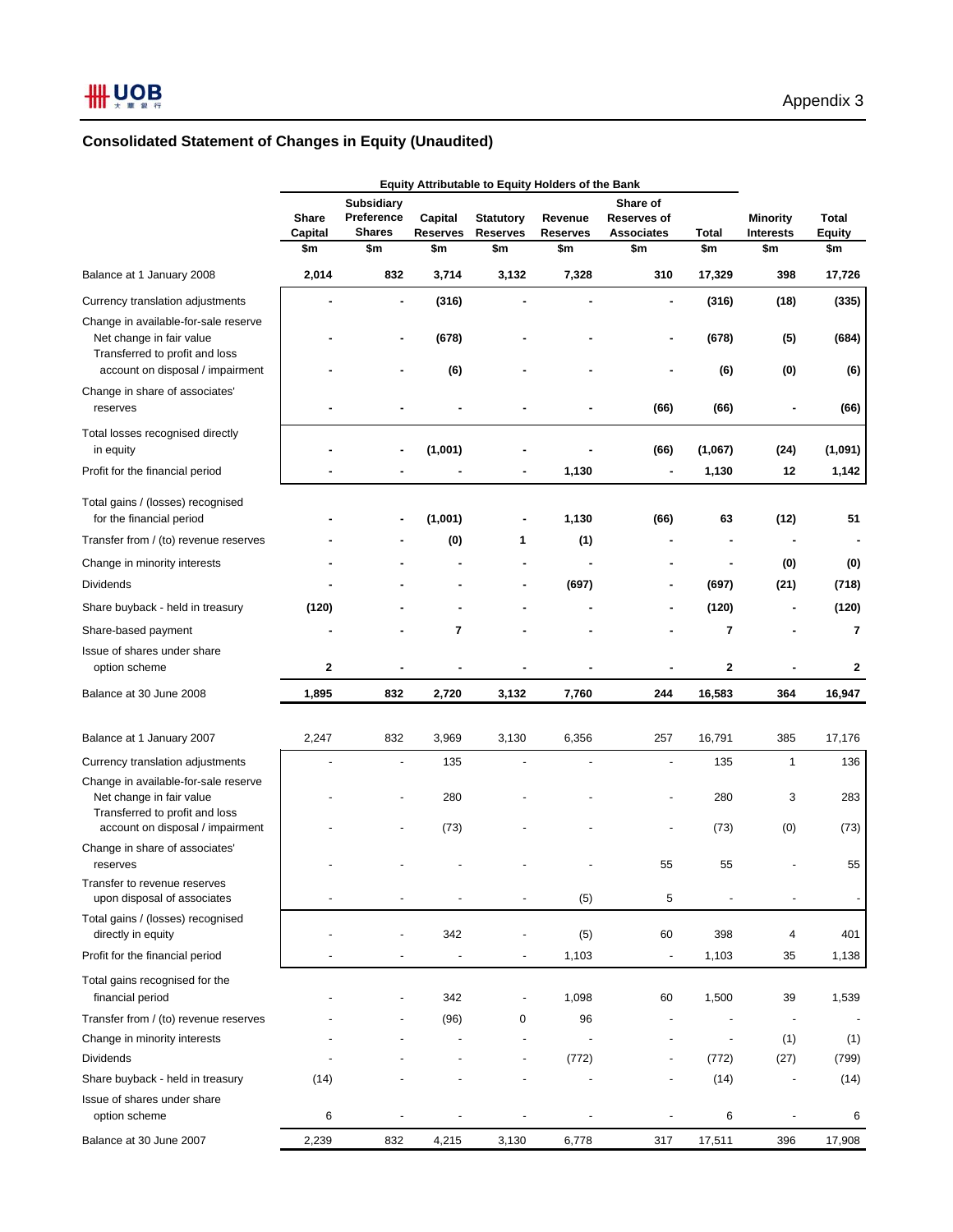Appendix 3

## Consolidated Statement of Changes in Equity (Unaudited)

| | Equity Attributable to Equity Holders of the Bank | | | | | | | | |
|---|---|---|---|---|---|---|---|---|---|
| | Share Capital | Subsidiary Preference Shares | Capital Reserves | Statutory Reserves | Revenue Reserves | Share of Reserves of Associates | Total | Minority Interests | Total Equity |
| | $m | $m | $m | $m | $m | $m | $m | $m | $m |
| **Balance at 1 January 2008** | **2,014** | **832** | **3,714** | **3,132** | **7,328** | **310** | **17,329** | **398** | **17,726** |
| Currency translation adjustments | **-** | **-** | **(316)** | **-** | **-** | **-** | **(316)** | **(18)** | **(335)** |
| Change in available-for-sale reserve | | | | | | | | | |
| Net change in fair value | **-** | **-** | **(678)** | **-** | **-** | **-** | **(678)** | **(5)** | **(684)** |
| Transferred to profit and loss account on disposal / impairment | **-** | **-** | **(6)** | **-** | **-** | **-** | **(6)** | **(0)** | **(6)** |
| Change in share of associates' reserves | **-** | **-** | **-** | **-** | **-** | **(66)** | **(66)** | **-** | **(66)** |
| Total losses recognised directly in equity | **-** | **-** | **(1,001)** | **-** | **-** | **(66)** | **(1,067)** | **(24)** | **(1,091)** |
| Profit for the financial period | **-** | **-** | **-** | **-** | **1,130** | **-** | **1,130** | **12** | **1,142** |
| Total gains / (losses) recognised for the financial period | **-** | **-** | **(1,001)** | **-** | **1,130** | **(66)** | **63** | **(12)** | **51** |
| Transfer from / (to) revenue reserves | **-** | **-** | **(0)** | **1** | **(1)** | **-** | **-** | **-** | **-** |
| Change in minority interests | **-** | **-** | **-** | **-** | **-** | **-** | **-** | **(0)** | **(0)** |
| Dividends | **-** | **-** | **-** | **-** | **(697)** | **-** | **(697)** | **(21)** | **(718)** |
| Share buyback - held in treasury | **(120)** | **-** | **-** | **-** | **-** | **-** | **(120)** | **-** | **(120)** |
| Share-based payment | **-** | **-** | **7** | **-** | **-** | **-** | **7** | **-** | **7** |
| Issue of shares under share option scheme | **2** | **-** | **-** | **-** | **-** | **-** | **2** | **-** | **2** |
| **Balance at 30 June 2008** | **1,895** | **832** | **2,720** | **3,132** | **7,760** | **244** | **16,583** | **364** | **16,947** |
| | | | | | | | | | |
| Balance at 1 January 2007 | 2,247 | 832 | 3,969 | 3,130 | 6,356 | 257 | 16,791 | 385 | 17,176 |
| Currency translation adjustments | - | - | 135 | - | - | - | 135 | 1 | 136 |
| Change in available-for-sale reserve | | | | | | | | | |
| Net change in fair value | - | - | 280 | - | - | - | 280 | 3 | 283 |
| Transferred to profit and loss account on disposal / impairment | - | - | (73) | - | - | - | (73) | (0) | (73) |
| Change in share of associates' reserves | - | - | - | - | - | 55 | 55 | - | 55 |
| Transfer to revenue reserves upon disposal of associates | - | - | - | - | (5) | 5 | - | - | - |
| Total gains / (losses) recognised directly in equity | - | - | 342 | - | (5) | 60 | 398 | 4 | 401 |
| Profit for the financial period | - | - | - | - | 1,103 | - | 1,103 | 35 | 1,138 |
| Total gains recognised for the financial period | - | - | 342 | - | 1,098 | 60 | 1,500 | 39 | 1,539 |
| Transfer from / (to) revenue reserves | - | - | (96) | 0 | 96 | - | - | - | - |
| Change in minority interests | - | - | - | - | - | - | - | (1) | (1) |
| Dividends | - | - | - | - | (772) | - | (772) | (27) | (799) |
| Share buyback - held in treasury | (14) | - | - | - | - | - | (14) | - | (14) |
| Issue of shares under share option scheme | 6 | - | - | - | - | - | 6 | - | 6 |
| Balance at 30 June 2007 | 2,239 | 832 | 4,215 | 3,130 | 6,778 | 317 | 17,511 | 396 | 17,908 |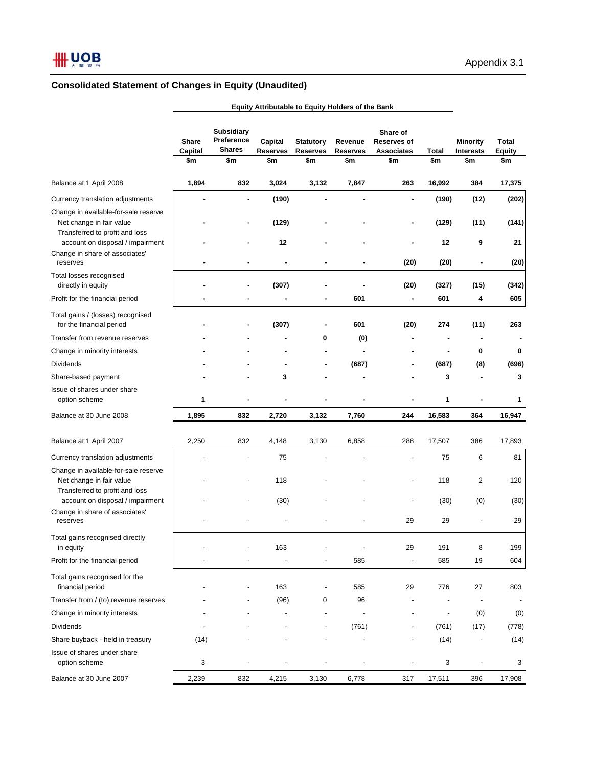Appendix 3.1

## Consolidated Statement of Changes in Equity (Unaudited)

| | Equity Attributable to Equity Holders of the Bank | | | | | | | | |
|---|---|---|---|---|---|---|---|---|---|
| | Share Capital | Subsidiary Preference Shares | Capital Reserves | Statutory Reserves | Revenue Reserves | Share of Reserves of Associates | Total | Minority Interests | Total Equity |
| | $m | $m | $m | $m | $m | $m | $m | $m | $m |
| **Balance at 1 April 2008** | **1,894** | **832** | **3,024** | **3,132** | **7,847** | **263** | **16,992** | **384** | **17,375** |
| Currency translation adjustments | **-** | **-** | **(190)** | **-** | **-** | **-** | **(190)** | **(12)** | **(202)** |
| Change in available-for-sale reserve | | | | | | | | | |
| Net change in fair value | **-** | **-** | **(129)** | **-** | **-** | **-** | **(129)** | **(11)** | **(141)** |
| Transferred to profit and loss account on disposal / impairment | **-** | **-** | **12** | **-** | **-** | **-** | **12** | **9** | **21** |
| Change in share of associates' reserves | **-** | **-** | **-** | **-** | **-** | **(20)** | **(20)** | **-** | **(20)** |
| Total losses recognised directly in equity | **-** | **-** | **(307)** | **-** | **-** | **(20)** | **(327)** | **(15)** | **(342)** |
| Profit for the financial period | **-** | **-** | **-** | **-** | **601** | **-** | **601** | **4** | **605** |
| Total gains / (losses) recognised for the financial period | **-** | **-** | **(307)** | **-** | **601** | **(20)** | **274** | **(11)** | **263** |
| Transfer from revenue reserves | **-** | **-** | **-** | **0** | **(0)** | **-** | **-** | **-** | **-** |
| Change in minority interests | **-** | **-** | **-** | **-** | **-** | **-** | **-** | **0** | **0** |
| Dividends | **-** | **-** | **-** | **-** | **(687)** | **-** | **(687)** | **(8)** | **(696)** |
| Share-based payment | **-** | **-** | **3** | **-** | **-** | **-** | **3** | **-** | **3** |
| Issue of shares under share option scheme | **1** | **-** | **-** | **-** | **-** | **-** | **1** | **-** | **1** |
| **Balance at 30 June 2008** | **1,895** | **832** | **2,720** | **3,132** | **7,760** | **244** | **16,583** | **364** | **16,947** |
| | | | | | | | | | |
| Balance at 1 April 2007 | 2,250 | 832 | 4,148 | 3,130 | 6,858 | 288 | 17,507 | 386 | 17,893 |
| Currency translation adjustments | - | - | 75 | - | - | - | 75 | 6 | 81 |
| Change in available-for-sale reserve | | | | | | | | | |
| Net change in fair value | - | - | 118 | - | - | - | 118 | 2 | 120 |
| Transferred to profit and loss account on disposal / impairment | - | - | (30) | - | - | - | (30) | (0) | (30) |
| Change in share of associates' reserves | - | - | - | - | - | 29 | 29 | - | 29 |
| Total gains recognised directly in equity | - | - | 163 | - | - | 29 | 191 | 8 | 199 |
| Profit for the financial period | - | - | - | - | 585 | - | 585 | 19 | 604 |
| Total gains recognised for the financial period | - | - | 163 | - | 585 | 29 | 776 | 27 | 803 |
| Transfer from / (to) revenue reserves | - | - | (96) | 0 | 96 | - | - | - | - |
| Change in minority interests | - | - | - | - | - | - | - | (0) | (0) |
| Dividends | - | - | - | - | (761) | - | (761) | (17) | (778) |
| Share buyback - held in treasury | (14) | - | - | - | - | - | (14) | - | (14) |
| Issue of shares under share option scheme | 3 | - | - | - | - | - | 3 | - | 3 |
| Balance at 30 June 2007 | 2,239 | 832 | 4,215 | 3,130 | 6,778 | 317 | 17,511 | 396 | 17,908 |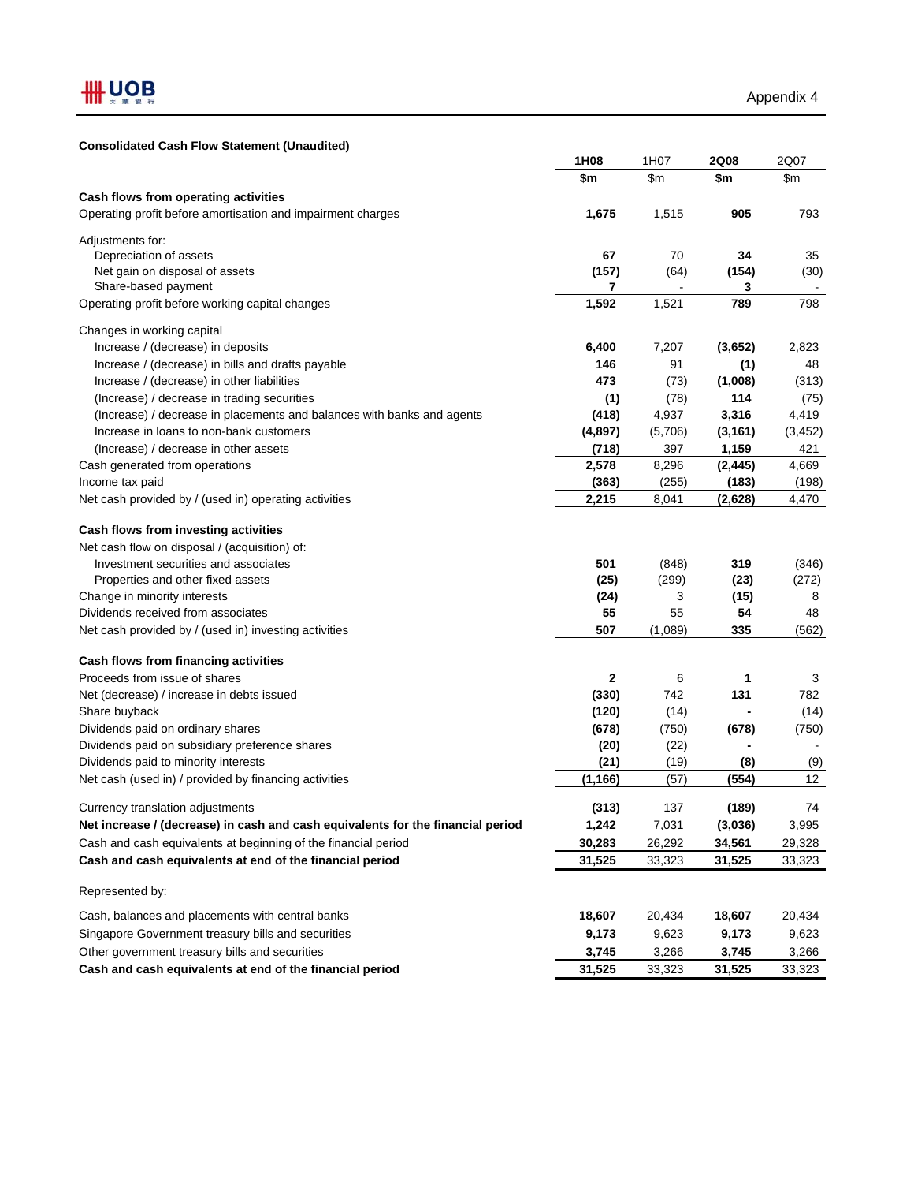Appendix 4

**Consolidated Cash Flow Statement (Unaudited)**

| | **1H08** | 1H07 | **2Q08** | 2Q07 |
|---|---|---|---|---|
| | **$m** | $m | **$m** | $m |
| **Cash flows from operating activities** | | | | |
| Operating profit before amortisation and impairment charges | **1,675** | 1,515 | **905** | 793 |
| Adjustments for: | | | | |
| Depreciation of assets | **67** | 70 | **34** | 35 |
| Net gain on disposal of assets | **(157)** | (64) | **(154)** | (30) |
| Share-based payment | **7** | - | **3** | - |
| Operating profit before working capital changes | **1,592** | 1,521 | **789** | 798 |
| Changes in working capital | | | | |
| Increase / (decrease) in deposits | **6,400** | 7,207 | **(3,652)** | 2,823 |
| Increase / (decrease) in bills and drafts payable | **146** | 91 | **(1)** | 48 |
| Increase / (decrease) in other liabilities | **473** | (73) | **(1,008)** | (313) |
| (Increase) / decrease in trading securities | **(1)** | (78) | **114** | (75) |
| (Increase) / decrease in placements and balances with banks and agents | **(418)** | 4,937 | **3,316** | 4,419 |
| Increase in loans to non-bank customers | **(4,897)** | (5,706) | **(3,161)** | (3,452) |
| (Increase) / decrease in other assets | **(718)** | 397 | **1,159** | 421 |
| Cash generated from operations | **2,578** | 8,296 | **(2,445)** | 4,669 |
| Income tax paid | **(363)** | (255) | **(183)** | (198) |
| Net cash provided by / (used in) operating activities | **2,215** | 8,041 | **(2,628)** | 4,470 |
| **Cash flows from investing activities** | | | | |
| Net cash flow on disposal / (acquisition) of: | | | | |
| Investment securities and associates | **501** | (848) | **319** | (346) |
| Properties and other fixed assets | **(25)** | (299) | **(23)** | (272) |
| Change in minority interests | **(24)** | 3 | **(15)** | 8 |
| Dividends received from associates | **55** | 55 | **54** | 48 |
| Net cash provided by / (used in) investing activities | **507** | (1,089) | **335** | (562) |
| **Cash flows from financing activities** | | | | |
| Proceeds from issue of shares | **2** | 6 | **1** | 3 |
| Net (decrease) / increase in debts issued | **(330)** | 742 | **131** | 782 |
| Share buyback | **(120)** | (14) | **-** | (14) |
| Dividends paid on ordinary shares | **(678)** | (750) | **(678)** | (750) |
| Dividends paid on subsidiary preference shares | **(20)** | (22) | **-** | - |
| Dividends paid to minority interests | **(21)** | (19) | **(8)** | (9) |
| Net cash (used in) / provided by financing activities | **(1,166)** | (57) | **(554)** | 12 |
| Currency translation adjustments | **(313)** | 137 | **(189)** | 74 |
| **Net increase / (decrease) in cash and cash equivalents for the financial period** | **1,242** | 7,031 | **(3,036)** | 3,995 |
| Cash and cash equivalents at beginning of the financial period | **30,283** | 26,292 | **34,561** | 29,328 |
| **Cash and cash equivalents at end of the financial period** | **31,525** | 33,323 | **31,525** | 33,323 |
| Represented by: | | | | |
| Cash, balances and placements with central banks | **18,607** | 20,434 | **18,607** | 20,434 |
| Singapore Government treasury bills and securities | **9,173** | 9,623 | **9,173** | 9,623 |
| Other government treasury bills and securities | **3,745** | 3,266 | **3,745** | 3,266 |
| **Cash and cash equivalents at end of the financial period** | **31,525** | 33,323 | **31,525** | 33,323 |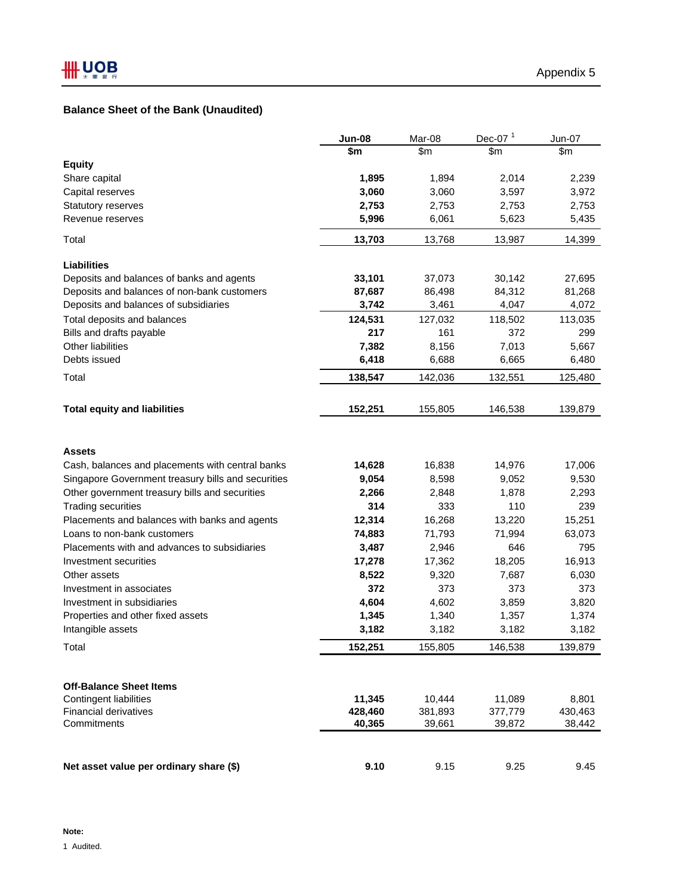Appendix 5

## Balance Sheet of the Bank (Unaudited)

| | **Jun-08** | Mar-08 | Dec-07 [1] | Jun-07 |
|---|---|---|---|---|
| | **$m** | $m | $m | $m |
| **Equity** | | | | |
| Share capital | **1,895** | 1,894 | 2,014 | 2,239 |
| Capital reserves | **3,060** | 3,060 | 3,597 | 3,972 |
| Statutory reserves | **2,753** | 2,753 | 2,753 | 2,753 |
| Revenue reserves | **5,996** | 6,061 | 5,623 | 5,435 |
| Total | **13,703** | 13,768 | 13,987 | 14,399 |
| **Liabilities** | | | | |
| Deposits and balances of banks and agents | **33,101** | 37,073 | 30,142 | 27,695 |
| Deposits and balances of non-bank customers | **87,687** | 86,498 | 84,312 | 81,268 |
| Deposits and balances of subsidiaries | **3,742** | 3,461 | 4,047 | 4,072 |
| Total deposits and balances | **124,531** | 127,032 | 118,502 | 113,035 |
| Bills and drafts payable | **217** | 161 | 372 | 299 |
| Other liabilities | **7,382** | 8,156 | 7,013 | 5,667 |
| Debts issued | **6,418** | 6,688 | 6,665 | 6,480 |
| Total | **138,547** | 142,036 | 132,551 | 125,480 |
| **Total equity and liabilities** | **152,251** | 155,805 | 146,538 | 139,879 |
| **Assets** | | | | |
| Cash, balances and placements with central banks | **14,628** | 16,838 | 14,976 | 17,006 |
| Singapore Government treasury bills and securities | **9,054** | 8,598 | 9,052 | 9,530 |
| Other government treasury bills and securities | **2,266** | 2,848 | 1,878 | 2,293 |
| Trading securities | **314** | 333 | 110 | 239 |
| Placements and balances with banks and agents | **12,314** | 16,268 | 13,220 | 15,251 |
| Loans to non-bank customers | **74,883** | 71,793 | 71,994 | 63,073 |
| Placements with and advances to subsidiaries | **3,487** | 2,946 | 646 | 795 |
| Investment securities | **17,278** | 17,362 | 18,205 | 16,913 |
| Other assets | **8,522** | 9,320 | 7,687 | 6,030 |
| Investment in associates | **372** | 373 | 373 | 373 |
| Investment in subsidiaries | **4,604** | 4,602 | 3,859 | 3,820 |
| Properties and other fixed assets | **1,345** | 1,340 | 1,357 | 1,374 |
| Intangible assets | **3,182** | 3,182 | 3,182 | 3,182 |
| Total | **152,251** | 155,805 | 146,538 | 139,879 |
| **Off-Balance Sheet Items** | | | | |
| Contingent liabilities | **11,345** | 10,444 | 11,089 | 8,801 |
| Financial derivatives | **428,460** | 381,893 | 377,779 | 430,463 |
| Commitments | **40,365** | 39,661 | 39,872 | 38,442 |
| **Net asset value per ordinary share ($)** | **9.10** | 9.15 | 9.25 | 9.45 |

**Note:**

1 Audited.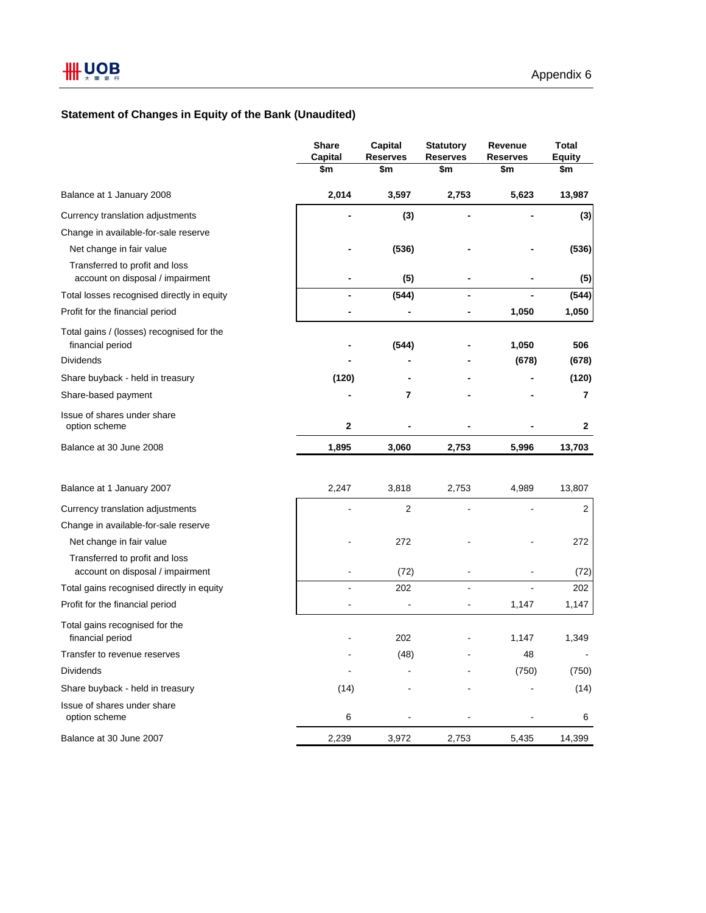## Statement of Changes in Equity of the Bank (Unaudited)

| | Share Capital $m | Capital Reserves $m | Statutory Reserves $m | Revenue Reserves $m | Total Equity $m |
|---|---|---|---|---|---|
| **Balance at 1 January 2008** | **2,014** | **3,597** | **2,753** | **5,623** | **13,987** |
| Currency translation adjustments | **-** | **(3)** | **-** | **-** | **(3)** |
| Change in available-for-sale reserve | | | | | |
| Net change in fair value | **-** | **(536)** | **-** | **-** | **(536)** |
| Transferred to profit and loss account on disposal / impairment | **-** | **(5)** | **-** | **-** | **(5)** |
| Total losses recognised directly in equity | **-** | **(544)** | **-** | **-** | **(544)** |
| Profit for the financial period | **-** | **-** | **-** | **1,050** | **1,050** |
| Total gains / (losses) recognised for the financial period | **-** | **(544)** | **-** | **1,050** | **506** |
| Dividends | **-** | **-** | **-** | **(678)** | **(678)** |
| Share buyback - held in treasury | **(120)** | **-** | **-** | **-** | **(120)** |
| Share-based payment | **-** | **7** | **-** | **-** | **7** |
| Issue of shares under share option scheme | **2** | **-** | **-** | **-** | **2** |
| **Balance at 30 June 2008** | **1,895** | **3,060** | **2,753** | **5,996** | **13,703** |
| | | | | | |
| Balance at 1 January 2007 | 2,247 | 3,818 | 2,753 | 4,989 | 13,807 |
| Currency translation adjustments | - | 2 | - | - | 2 |
| Change in available-for-sale reserve | | | | | |
| Net change in fair value | - | 272 | - | - | 272 |
| Transferred to profit and loss account on disposal / impairment | - | (72) | - | - | (72) |
| Total gains recognised directly in equity | - | 202 | - | - | 202 |
| Profit for the financial period | - | - | - | 1,147 | 1,147 |
| Total gains recognised for the financial period | - | 202 | - | 1,147 | 1,349 |
| Transfer to revenue reserves | - | (48) | - | 48 | - |
| Dividends | - | - | - | (750) | (750) |
| Share buyback - held in treasury | (14) | - | - | - | (14) |
| Issue of shares under share option scheme | 6 | - | - | - | 6 |
| Balance at 30 June 2007 | 2,239 | 3,972 | 2,753 | 5,435 | 14,399 |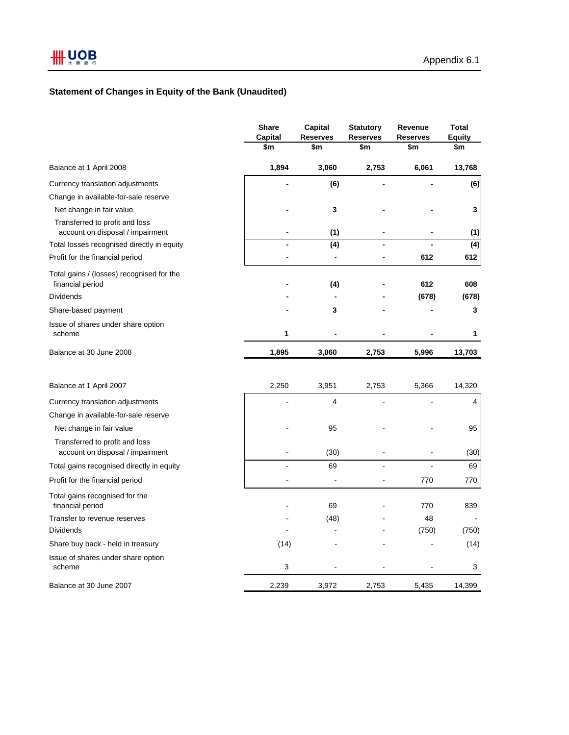Appendix 6.1

## Statement of Changes in Equity of the Bank (Unaudited)

| | Share Capital $m | Capital Reserves $m | Statutory Reserves $m | Revenue Reserves $m | Total Equity $m |
|---|---|---|---|---|---|
| **Balance at 1 April 2008** | **1,894** | **3,060** | **2,753** | **6,061** | **13,768** |
| Currency translation adjustments | **-** | **(6)** | **-** | **-** | **(6)** |
| Change in available-for-sale reserve | | | | | |
| Net change in fair value | **-** | **3** | **-** | **-** | **3** |
| Transferred to profit and loss account on disposal / impairment | **-** | **(1)** | **-** | **-** | **(1)** |
| Total losses recognised directly in equity | **-** | **(4)** | **-** | **-** | **(4)** |
| Profit for the financial period | **-** | **-** | **-** | **612** | **612** |
| Total gains / (losses) recognised for the financial period | **-** | **(4)** | **-** | **612** | **608** |
| Dividends | **-** | **-** | **-** | **(678)** | **(678)** |
| Share-based payment | **-** | **3** | **-** | **-** | **3** |
| Issue of shares under share option scheme | **1** | **-** | **-** | **-** | **1** |
| **Balance at 30 June 2008** | **1,895** | **3,060** | **2,753** | **5,996** | **13,703** |
| | | | | | |
| Balance at 1 April 2007 | 2,250 | 3,951 | 2,753 | 5,366 | 14,320 |
| Currency translation adjustments | - | 4 | - | - | 4 |
| Change in available-for-sale reserve | | | | | |
| Net change in fair value | - | 95 | - | - | 95 |
| Transferred to profit and loss account on disposal / impairment | - | (30) | - | - | (30) |
| Total gains recognised directly in equity | - | 69 | - | - | 69 |
| Profit for the financial period | - | - | - | 770 | 770 |
| Total gains recognised for the financial period | - | 69 | - | 770 | 839 |
| Transfer to revenue reserves | - | (48) | - | 48 | - |
| Dividends | - | - | - | (750) | (750) |
| Share buy back - held in treasury | (14) | - | - | - | (14) |
| Issue of shares under share option scheme | 3 | - | - | - | 3 |
| Balance at 30 June 2007 | 2,239 | 3,972 | 2,753 | 5,435 | 14,399 |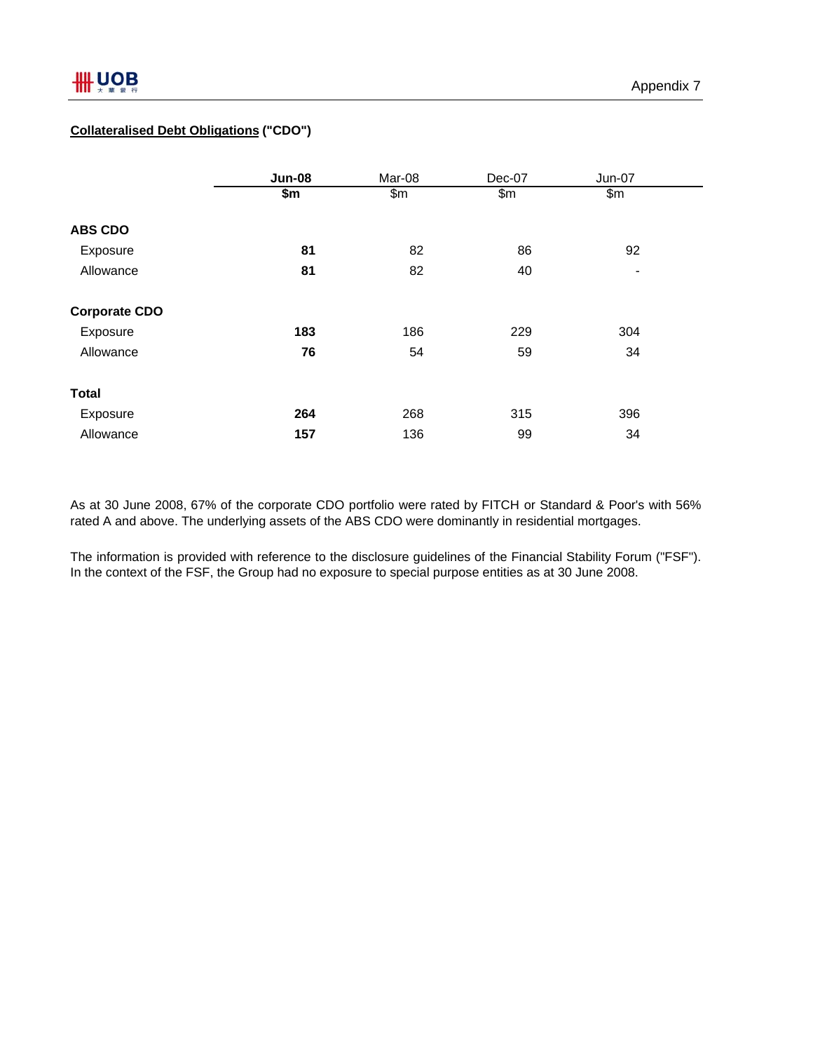Appendix 7

**Collateralised Debt Obligations ("CDO")**

| | **Jun-08** | Mar-08 | Dec-07 | Jun-07 |
|---|---|---|---|---|
| | **$m** | $m | $m | $m |
| **ABS CDO** | | | | |
| Exposure | **81** | 82 | 86 | 92 |
| Allowance | **81** | 82 | 40 | - |
| **Corporate CDO** | | | | |
| Exposure | **183** | 186 | 229 | 304 |
| Allowance | **76** | 54 | 59 | 34 |
| **Total** | | | | |
| Exposure | **264** | 268 | 315 | 396 |
| Allowance | **157** | 136 | 99 | 34 |

As at 30 June 2008, 67% of the corporate CDO portfolio were rated by FITCH or Standard & Poor's with 56% rated A and above. The underlying assets of the ABS CDO were dominantly in residential mortgages.

The information is provided with reference to the disclosure guidelines of the Financial Stability Forum ("FSF"). In the context of the FSF, the Group had no exposure to special purpose entities as at 30 June 2008.